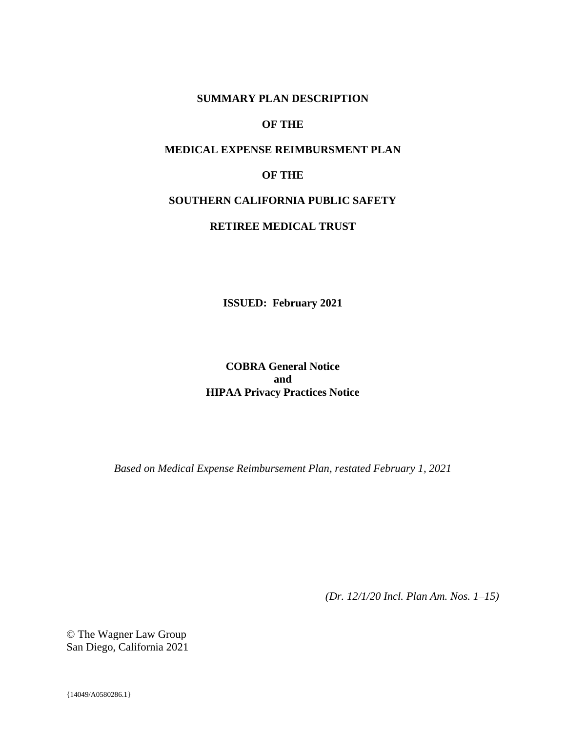# SUMMARY PLAN DESCRIPTION

# OF THE

# MEDICAL EXPENSE REIMBURSMENT PLAN

# OF THE

# SOUTHERN CALIFORNIA PUBLIC SAFETY

# RETIREE MEDICAL TRUST

**ISSUED: February 2021**

**COBRA General Notice**
**and**
**HIPAA Privacy Practices Notice**

*Based on Medical Expense Reimbursement Plan, restated February 1, 2021*

*(Dr. 12/1/20 Incl. Plan Am. Nos. 1–15)*

© The Wagner Law Group
San Diego, California 2021

{14049/A0580286.1}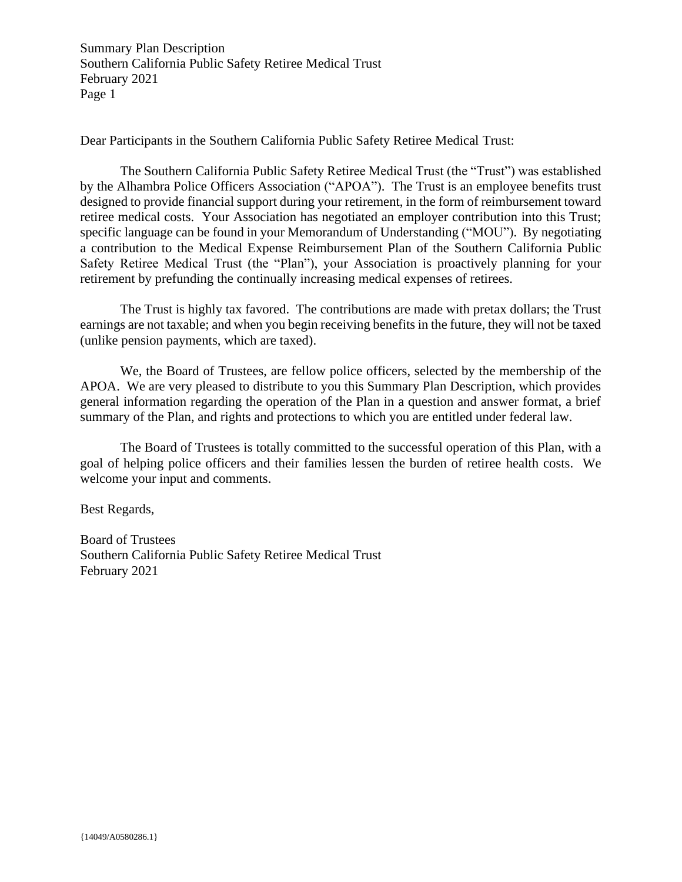Dear Participants in the Southern California Public Safety Retiree Medical Trust:

The Southern California Public Safety Retiree Medical Trust (the "Trust") was established by the Alhambra Police Officers Association ("APOA"). The Trust is an employee benefits trust designed to provide financial support during your retirement, in the form of reimbursement toward retiree medical costs. Your Association has negotiated an employer contribution into this Trust; specific language can be found in your Memorandum of Understanding ("MOU"). By negotiating a contribution to the Medical Expense Reimbursement Plan of the Southern California Public Safety Retiree Medical Trust (the "Plan"), your Association is proactively planning for your retirement by prefunding the continually increasing medical expenses of retirees.

The Trust is highly tax favored. The contributions are made with pretax dollars; the Trust earnings are not taxable; and when you begin receiving benefits in the future, they will not be taxed (unlike pension payments, which are taxed).

We, the Board of Trustees, are fellow police officers, selected by the membership of the APOA. We are very pleased to distribute to you this Summary Plan Description, which provides general information regarding the operation of the Plan in a question and answer format, a brief summary of the Plan, and rights and protections to which you are entitled under federal law.

The Board of Trustees is totally committed to the successful operation of this Plan, with a goal of helping police officers and their families lessen the burden of retiree health costs. We welcome your input and comments.

Best Regards,

Board of Trustees
Southern California Public Safety Retiree Medical Trust
February 2021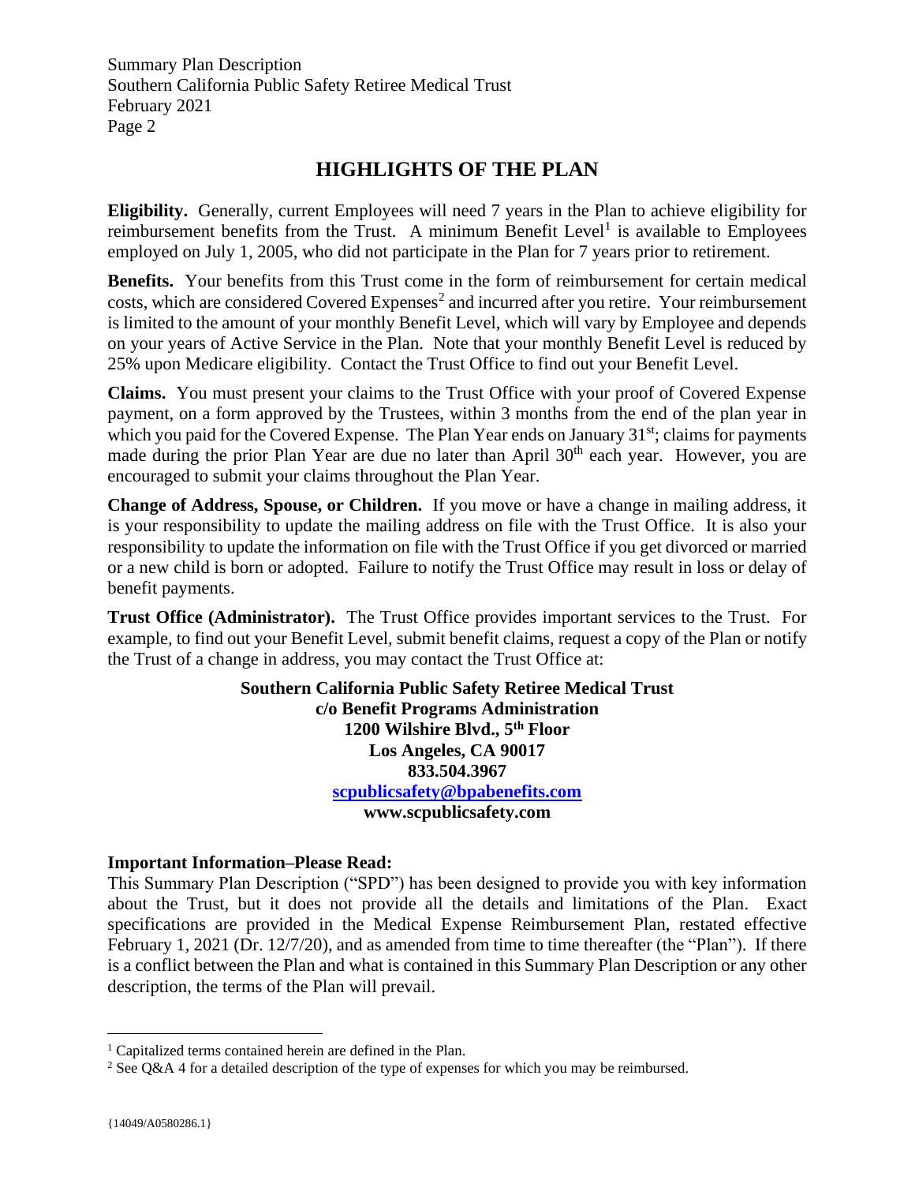## HIGHLIGHTS OF THE PLAN

**Eligibility.** Generally, current Employees will need 7 years in the Plan to achieve eligibility for reimbursement benefits from the Trust. A minimum Benefit Level[1] is available to Employees employed on July 1, 2005, who did not participate in the Plan for 7 years prior to retirement.

**Benefits.** Your benefits from this Trust come in the form of reimbursement for certain medical costs, which are considered Covered Expenses[2] and incurred after you retire. Your reimbursement is limited to the amount of your monthly Benefit Level, which will vary by Employee and depends on your years of Active Service in the Plan. Note that your monthly Benefit Level is reduced by 25% upon Medicare eligibility. Contact the Trust Office to find out your Benefit Level.

**Claims.** You must present your claims to the Trust Office with your proof of Covered Expense payment, on a form approved by the Trustees, within 3 months from the end of the plan year in which you paid for the Covered Expense. The Plan Year ends on January 31st; claims for payments made during the prior Plan Year are due no later than April 30th each year. However, you are encouraged to submit your claims throughout the Plan Year.

**Change of Address, Spouse, or Children.** If you move or have a change in mailing address, it is your responsibility to update the mailing address on file with the Trust Office. It is also your responsibility to update the information on file with the Trust Office if you get divorced or married or a new child is born or adopted. Failure to notify the Trust Office may result in loss or delay of benefit payments.

**Trust Office (Administrator).** The Trust Office provides important services to the Trust. For example, to find out your Benefit Level, submit benefit claims, request a copy of the Plan or notify the Trust of a change in address, you may contact the Trust Office at:

**Southern California Public Safety Retiree Medical Trust**
**c/o Benefit Programs Administration**
**1200 Wilshire Blvd., 5th Floor**
**Los Angeles, CA 90017**
**833.504.3967**
**scpublicsafety@bpabenefits.com**
**www.scpublicsafety.com**

**Important Information–Please Read:**
This Summary Plan Description ("SPD") has been designed to provide you with key information about the Trust, but it does not provide all the details and limitations of the Plan. Exact specifications are provided in the Medical Expense Reimbursement Plan, restated effective February 1, 2021 (Dr. 12/7/20), and as amended from time to time thereafter (the "Plan"). If there is a conflict between the Plan and what is contained in this Summary Plan Description or any other description, the terms of the Plan will prevail.

---

[1] Capitalized terms contained herein are defined in the Plan.

[2] See Q&A 4 for a detailed description of the type of expenses for which you may be reimbursed.

{14049/A0580286.1}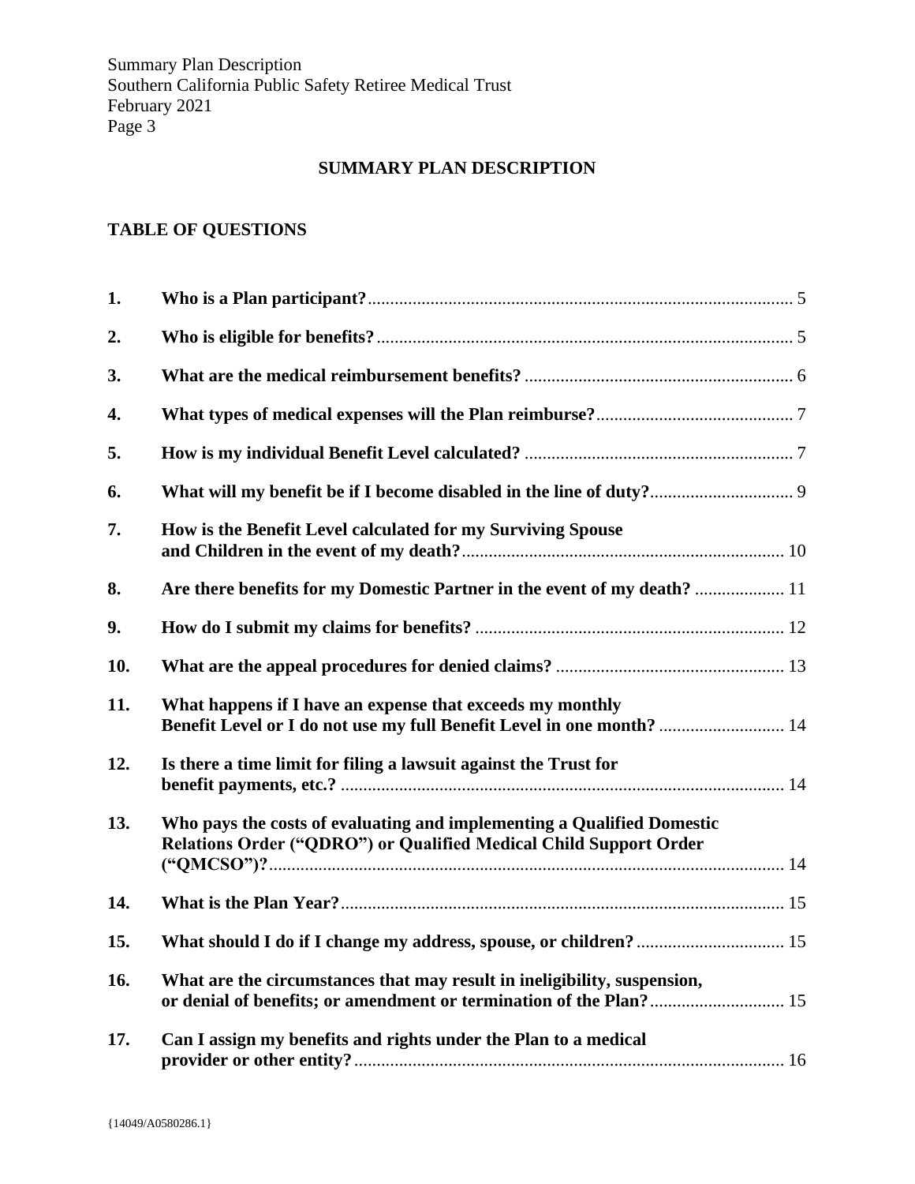## SUMMARY PLAN DESCRIPTION

### TABLE OF QUESTIONS

| | | |
|---|---|---|
| **1.** | **Who is a Plan participant?** | 5 |
| **2.** | **Who is eligible for benefits?** | 5 |
| **3.** | **What are the medical reimbursement benefits?** | 6 |
| **4.** | **What types of medical expenses will the Plan reimburse?** | 7 |
| **5.** | **How is my individual Benefit Level calculated?** | 7 |
| **6.** | **What will my benefit be if I become disabled in the line of duty?** | 9 |
| **7.** | **How is the Benefit Level calculated for my Surviving Spouse and Children in the event of my death?** | 10 |
| **8.** | **Are there benefits for my Domestic Partner in the event of my death?** | 11 |
| **9.** | **How do I submit my claims for benefits?** | 12 |
| **10.** | **What are the appeal procedures for denied claims?** | 13 |
| **11.** | **What happens if I have an expense that exceeds my monthly Benefit Level or I do not use my full Benefit Level in one month?** | 14 |
| **12.** | **Is there a time limit for filing a lawsuit against the Trust for benefit payments, etc.?** | 14 |
| **13.** | **Who pays the costs of evaluating and implementing a Qualified Domestic Relations Order ("QDRO") or Qualified Medical Child Support Order ("QMCSO")?** | 14 |
| **14.** | **What is the Plan Year?** | 15 |
| **15.** | **What should I do if I change my address, spouse, or children?** | 15 |
| **16.** | **What are the circumstances that may result in ineligibility, suspension, or denial of benefits; or amendment or termination of the Plan?** | 15 |
| **17.** | **Can I assign my benefits and rights under the Plan to a medical provider or other entity?** | 16 |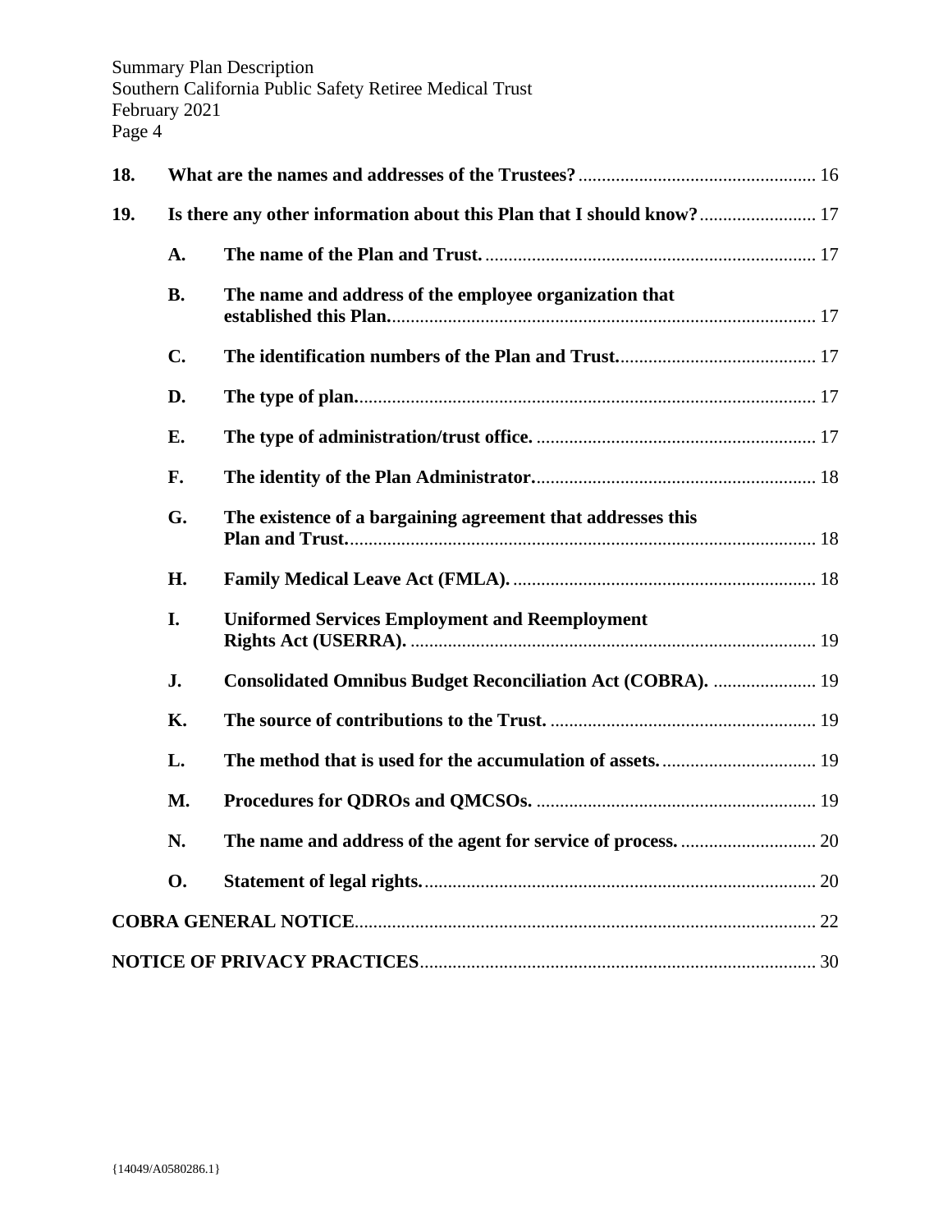| | | | |
|---|---|---|---|
| **18.** | **What are the names and addresses of the Trustees?** | | 16 |
| **19.** | **Is there any other information about this Plan that I should know?** | | 17 |
| | **A.** | **The name of the Plan and Trust.** | 17 |
| | **B.** | **The name and address of the employee organization that established this Plan.** | 17 |
| | **C.** | **The identification numbers of the Plan and Trust.** | 17 |
| | **D.** | **The type of plan.** | 17 |
| | **E.** | **The type of administration/trust office.** | 17 |
| | **F.** | **The identity of the Plan Administrator.** | 18 |
| | **G.** | **The existence of a bargaining agreement that addresses this Plan and Trust.** | 18 |
| | **H.** | **Family Medical Leave Act (FMLA).** | 18 |
| | **I.** | **Uniformed Services Employment and Reemployment Rights Act (USERRA).** | 19 |
| | **J.** | **Consolidated Omnibus Budget Reconciliation Act (COBRA).** | 19 |
| | **K.** | **The source of contributions to the Trust.** | 19 |
| | **L.** | **The method that is used for the accumulation of assets.** | 19 |
| | **M.** | **Procedures for QDROs and QMCSOs.** | 19 |
| | **N.** | **The name and address of the agent for service of process.** | 20 |
| | **O.** | **Statement of legal rights.** | 20 |
| **COBRA GENERAL NOTICE** | | | 22 |
| **NOTICE OF PRIVACY PRACTICES** | | | 30 |

{14049/A0580286.1}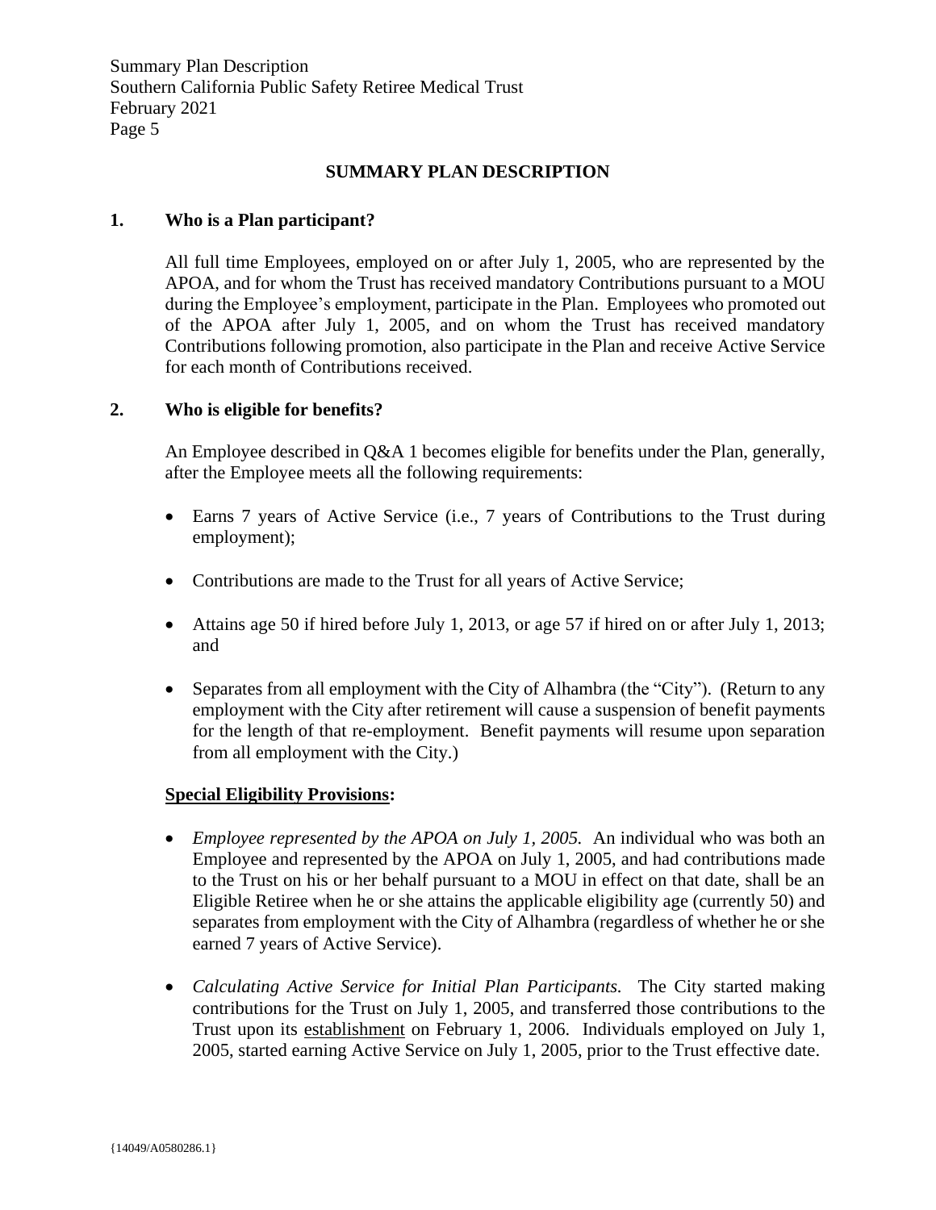## SUMMARY PLAN DESCRIPTION

### 1. Who is a Plan participant?

All full time Employees, employed on or after July 1, 2005, who are represented by the APOA, and for whom the Trust has received mandatory Contributions pursuant to a MOU during the Employee's employment, participate in the Plan. Employees who promoted out of the APOA after July 1, 2005, and on whom the Trust has received mandatory Contributions following promotion, also participate in the Plan and receive Active Service for each month of Contributions received.

### 2. Who is eligible for benefits?

An Employee described in Q&A 1 becomes eligible for benefits under the Plan, generally, after the Employee meets all the following requirements:

- Earns 7 years of Active Service (i.e., 7 years of Contributions to the Trust during employment);
- Contributions are made to the Trust for all years of Active Service;
- Attains age 50 if hired before July 1, 2013, or age 57 if hired on or after July 1, 2013; and
- Separates from all employment with the City of Alhambra (the "City"). (Return to any employment with the City after retirement will cause a suspension of benefit payments for the length of that re-employment. Benefit payments will resume upon separation from all employment with the City.)

**Special Eligibility Provisions:**

- *Employee represented by the APOA on July 1, 2005.* An individual who was both an Employee and represented by the APOA on July 1, 2005, and had contributions made to the Trust on his or her behalf pursuant to a MOU in effect on that date, shall be an Eligible Retiree when he or she attains the applicable eligibility age (currently 50) and separates from employment with the City of Alhambra (regardless of whether he or she earned 7 years of Active Service).
- *Calculating Active Service for Initial Plan Participants.* The City started making contributions for the Trust on July 1, 2005, and transferred those contributions to the Trust upon its establishment on February 1, 2006. Individuals employed on July 1, 2005, started earning Active Service on July 1, 2005, prior to the Trust effective date.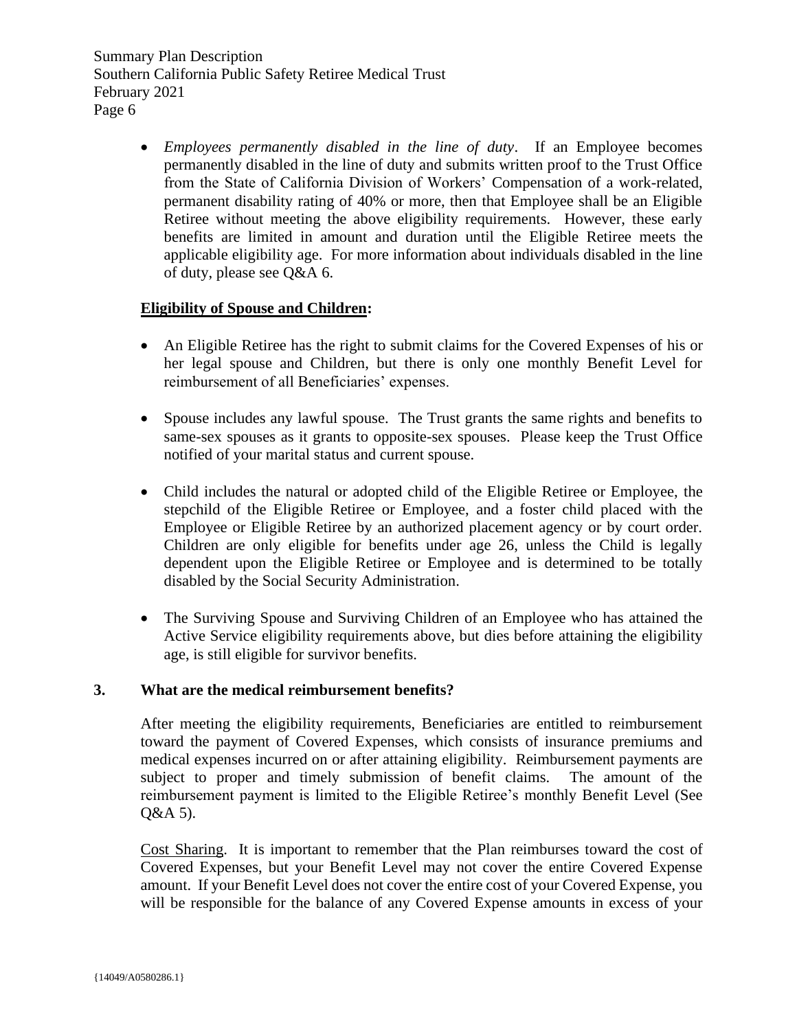- *Employees permanently disabled in the line of duty*. If an Employee becomes permanently disabled in the line of duty and submits written proof to the Trust Office from the State of California Division of Workers' Compensation of a work-related, permanent disability rating of 40% or more, then that Employee shall be an Eligible Retiree without meeting the above eligibility requirements. However, these early benefits are limited in amount and duration until the Eligible Retiree meets the applicable eligibility age. For more information about individuals disabled in the line of duty, please see Q&A 6.

**Eligibility of Spouse and Children:**

- An Eligible Retiree has the right to submit claims for the Covered Expenses of his or her legal spouse and Children, but there is only one monthly Benefit Level for reimbursement of all Beneficiaries' expenses.

- Spouse includes any lawful spouse. The Trust grants the same rights and benefits to same-sex spouses as it grants to opposite-sex spouses. Please keep the Trust Office notified of your marital status and current spouse.

- Child includes the natural or adopted child of the Eligible Retiree or Employee, the stepchild of the Eligible Retiree or Employee, and a foster child placed with the Employee or Eligible Retiree by an authorized placement agency or by court order. Children are only eligible for benefits under age 26, unless the Child is legally dependent upon the Eligible Retiree or Employee and is determined to be totally disabled by the Social Security Administration.

- The Surviving Spouse and Surviving Children of an Employee who has attained the Active Service eligibility requirements above, but dies before attaining the eligibility age, is still eligible for survivor benefits.

## 3. What are the medical reimbursement benefits?

After meeting the eligibility requirements, Beneficiaries are entitled to reimbursement toward the payment of Covered Expenses, which consists of insurance premiums and medical expenses incurred on or after attaining eligibility. Reimbursement payments are subject to proper and timely submission of benefit claims. The amount of the reimbursement payment is limited to the Eligible Retiree's monthly Benefit Level (See Q&A 5).

Cost Sharing. It is important to remember that the Plan reimburses toward the cost of Covered Expenses, but your Benefit Level may not cover the entire Covered Expense amount. If your Benefit Level does not cover the entire cost of your Covered Expense, you will be responsible for the balance of any Covered Expense amounts in excess of your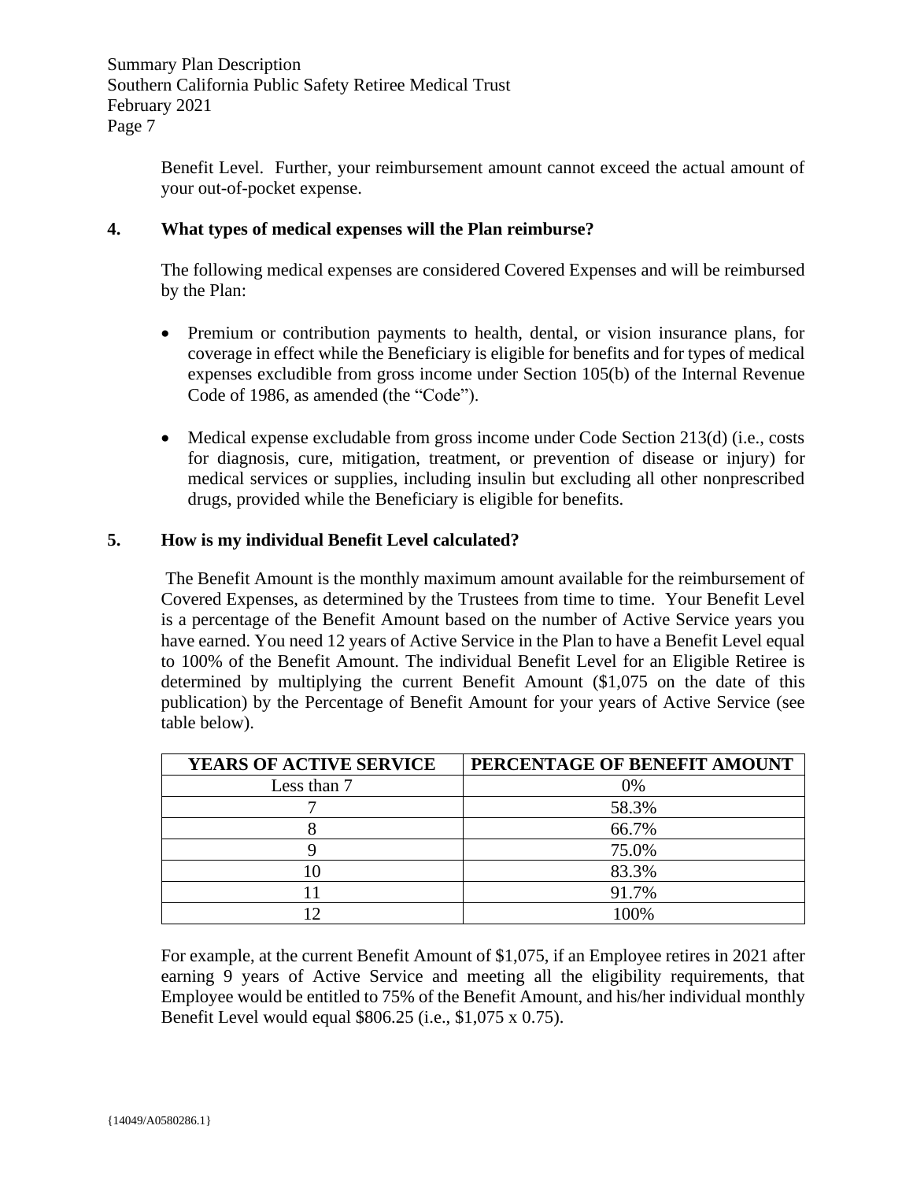Benefit Level. Further, your reimbursement amount cannot exceed the actual amount of your out-of-pocket expense.

**4. What types of medical expenses will the Plan reimburse?**

The following medical expenses are considered Covered Expenses and will be reimbursed by the Plan:

- Premium or contribution payments to health, dental, or vision insurance plans, for coverage in effect while the Beneficiary is eligible for benefits and for types of medical expenses excludible from gross income under Section 105(b) of the Internal Revenue Code of 1986, as amended (the "Code").

- Medical expense excludable from gross income under Code Section 213(d) (i.e., costs for diagnosis, cure, mitigation, treatment, or prevention of disease or injury) for medical services or supplies, including insulin but excluding all other nonprescribed drugs, provided while the Beneficiary is eligible for benefits.

**5. How is my individual Benefit Level calculated?**

The Benefit Amount is the monthly maximum amount available for the reimbursement of Covered Expenses, as determined by the Trustees from time to time. Your Benefit Level is a percentage of the Benefit Amount based on the number of Active Service years you have earned. You need 12 years of Active Service in the Plan to have a Benefit Level equal to 100% of the Benefit Amount. The individual Benefit Level for an Eligible Retiree is determined by multiplying the current Benefit Amount ($1,075 on the date of this publication) by the Percentage of Benefit Amount for your years of Active Service (see table below).

| YEARS OF ACTIVE SERVICE | PERCENTAGE OF BENEFIT AMOUNT |
|---|---|
| Less than 7 | 0% |
| 7 | 58.3% |
| 8 | 66.7% |
| 9 | 75.0% |
| 10 | 83.3% |
| 11 | 91.7% |
| 12 | 100% |

For example, at the current Benefit Amount of $1,075, if an Employee retires in 2021 after earning 9 years of Active Service and meeting all the eligibility requirements, that Employee would be entitled to 75% of the Benefit Amount, and his/her individual monthly Benefit Level would equal $806.25 (i.e., $1,075 x 0.75).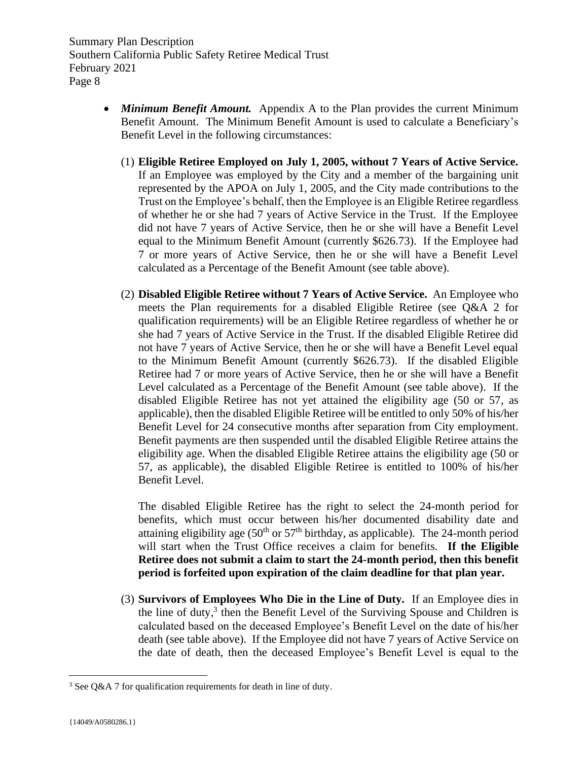- ***Minimum Benefit Amount.*** Appendix A to the Plan provides the current Minimum Benefit Amount. The Minimum Benefit Amount is used to calculate a Beneficiary's Benefit Level in the following circumstances:

  (1) **Eligible Retiree Employed on July 1, 2005, without 7 Years of Active Service.** If an Employee was employed by the City and a member of the bargaining unit represented by the APOA on July 1, 2005, and the City made contributions to the Trust on the Employee's behalf, then the Employee is an Eligible Retiree regardless of whether he or she had 7 years of Active Service in the Trust. If the Employee did not have 7 years of Active Service, then he or she will have a Benefit Level equal to the Minimum Benefit Amount (currently $626.73). If the Employee had 7 or more years of Active Service, then he or she will have a Benefit Level calculated as a Percentage of the Benefit Amount (see table above).

  (2) **Disabled Eligible Retiree without 7 Years of Active Service.** An Employee who meets the Plan requirements for a disabled Eligible Retiree (see Q&A 2 for qualification requirements) will be an Eligible Retiree regardless of whether he or she had 7 years of Active Service in the Trust. If the disabled Eligible Retiree did not have 7 years of Active Service, then he or she will have a Benefit Level equal to the Minimum Benefit Amount (currently $626.73). If the disabled Eligible Retiree had 7 or more years of Active Service, then he or she will have a Benefit Level calculated as a Percentage of the Benefit Amount (see table above). If the disabled Eligible Retiree has not yet attained the eligibility age (50 or 57, as applicable), then the disabled Eligible Retiree will be entitled to only 50% of his/her Benefit Level for 24 consecutive months after separation from City employment. Benefit payments are then suspended until the disabled Eligible Retiree attains the eligibility age. When the disabled Eligible Retiree attains the eligibility age (50 or 57, as applicable), the disabled Eligible Retiree is entitled to 100% of his/her Benefit Level.

     The disabled Eligible Retiree has the right to select the 24-month period for benefits, which must occur between his/her documented disability date and attaining eligibility age (50th or 57th birthday, as applicable). The 24-month period will start when the Trust Office receives a claim for benefits. **If the Eligible Retiree does not submit a claim to start the 24-month period, then this benefit period is forfeited upon expiration of the claim deadline for that plan year.**

  (3) **Survivors of Employees Who Die in the Line of Duty.** If an Employee dies in the line of duty,[3] then the Benefit Level of the Surviving Spouse and Children is calculated based on the deceased Employee's Benefit Level on the date of his/her death (see table above). If the Employee did not have 7 years of Active Service on the date of death, then the deceased Employee's Benefit Level is equal to the

[3] See Q&A 7 for qualification requirements for death in line of duty.

{14049/A0580286.1}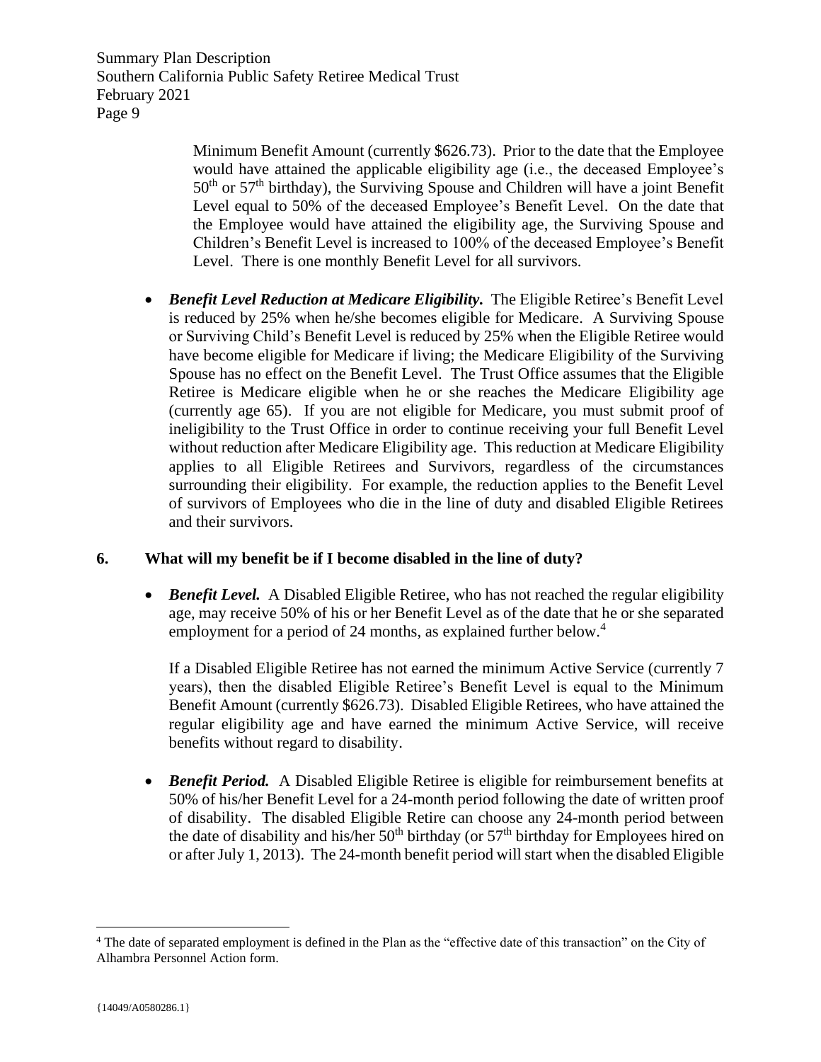Minimum Benefit Amount (currently $626.73). Prior to the date that the Employee would have attained the applicable eligibility age (i.e., the deceased Employee's 50th or 57th birthday), the Surviving Spouse and Children will have a joint Benefit Level equal to 50% of the deceased Employee's Benefit Level. On the date that the Employee would have attained the eligibility age, the Surviving Spouse and Children's Benefit Level is increased to 100% of the deceased Employee's Benefit Level. There is one monthly Benefit Level for all survivors.

- ***Benefit Level Reduction at Medicare Eligibility.*** The Eligible Retiree's Benefit Level is reduced by 25% when he/she becomes eligible for Medicare. A Surviving Spouse or Surviving Child's Benefit Level is reduced by 25% when the Eligible Retiree would have become eligible for Medicare if living; the Medicare Eligibility of the Surviving Spouse has no effect on the Benefit Level. The Trust Office assumes that the Eligible Retiree is Medicare eligible when he or she reaches the Medicare Eligibility age (currently age 65). If you are not eligible for Medicare, you must submit proof of ineligibility to the Trust Office in order to continue receiving your full Benefit Level without reduction after Medicare Eligibility age. This reduction at Medicare Eligibility applies to all Eligible Retirees and Survivors, regardless of the circumstances surrounding their eligibility. For example, the reduction applies to the Benefit Level of survivors of Employees who die in the line of duty and disabled Eligible Retirees and their survivors.

## 6. What will my benefit be if I become disabled in the line of duty?

- ***Benefit Level.*** A Disabled Eligible Retiree, who has not reached the regular eligibility age, may receive 50% of his or her Benefit Level as of the date that he or she separated employment for a period of 24 months, as explained further below.[4]

  If a Disabled Eligible Retiree has not earned the minimum Active Service (currently 7 years), then the disabled Eligible Retiree's Benefit Level is equal to the Minimum Benefit Amount (currently $626.73). Disabled Eligible Retirees, who have attained the regular eligibility age and have earned the minimum Active Service, will receive benefits without regard to disability.

- ***Benefit Period.*** A Disabled Eligible Retiree is eligible for reimbursement benefits at 50% of his/her Benefit Level for a 24-month period following the date of written proof of disability. The disabled Eligible Retire can choose any 24-month period between the date of disability and his/her 50th birthday (or 57th birthday for Employees hired on or after July 1, 2013). The 24-month benefit period will start when the disabled Eligible

[4] The date of separated employment is defined in the Plan as the "effective date of this transaction" on the City of Alhambra Personnel Action form.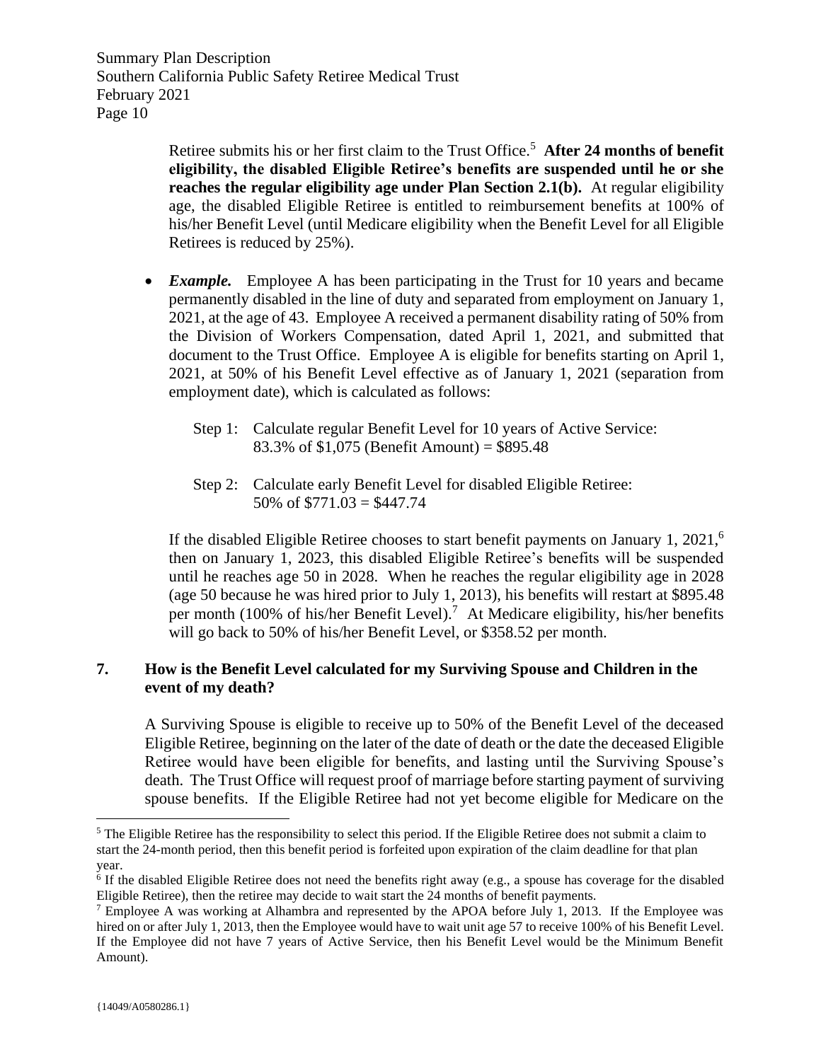Retiree submits his or her first claim to the Trust Office.[5] **After 24 months of benefit eligibility, the disabled Eligible Retiree's benefits are suspended until he or she reaches the regular eligibility age under Plan Section 2.1(b).** At regular eligibility age, the disabled Eligible Retiree is entitled to reimbursement benefits at 100% of his/her Benefit Level (until Medicare eligibility when the Benefit Level for all Eligible Retirees is reduced by 25%).

- ***Example.*** Employee A has been participating in the Trust for 10 years and became permanently disabled in the line of duty and separated from employment on January 1, 2021, at the age of 43. Employee A received a permanent disability rating of 50% from the Division of Workers Compensation, dated April 1, 2021, and submitted that document to the Trust Office. Employee A is eligible for benefits starting on April 1, 2021, at 50% of his Benefit Level effective as of January 1, 2021 (separation from employment date), which is calculated as follows:

  Step 1: Calculate regular Benefit Level for 10 years of Active Service:
  83.3% of $1,075 (Benefit Amount) = $895.48

  Step 2: Calculate early Benefit Level for disabled Eligible Retiree:
  50% of $771.03 = $447.74

  If the disabled Eligible Retiree chooses to start benefit payments on January 1, 2021,[6] then on January 1, 2023, this disabled Eligible Retiree's benefits will be suspended until he reaches age 50 in 2028. When he reaches the regular eligibility age in 2028 (age 50 because he was hired prior to July 1, 2013), his benefits will restart at $895.48 per month (100% of his/her Benefit Level).[7] At Medicare eligibility, his/her benefits will go back to 50% of his/her Benefit Level, or $358.52 per month.

## 7. How is the Benefit Level calculated for my Surviving Spouse and Children in the event of my death?

A Surviving Spouse is eligible to receive up to 50% of the Benefit Level of the deceased Eligible Retiree, beginning on the later of the date of death or the date the deceased Eligible Retiree would have been eligible for benefits, and lasting until the Surviving Spouse's death. The Trust Office will request proof of marriage before starting payment of surviving spouse benefits. If the Eligible Retiree had not yet become eligible for Medicare on the

---

[5] The Eligible Retiree has the responsibility to select this period. If the Eligible Retiree does not submit a claim to start the 24-month period, then this benefit period is forfeited upon expiration of the claim deadline for that plan year.

[6] If the disabled Eligible Retiree does not need the benefits right away (e.g., a spouse has coverage for the disabled Eligible Retiree), then the retiree may decide to wait start the 24 months of benefit payments.

[7] Employee A was working at Alhambra and represented by the APOA before July 1, 2013. If the Employee was hired on or after July 1, 2013, then the Employee would have to wait unit age 57 to receive 100% of his Benefit Level. If the Employee did not have 7 years of Active Service, then his Benefit Level would be the Minimum Benefit Amount).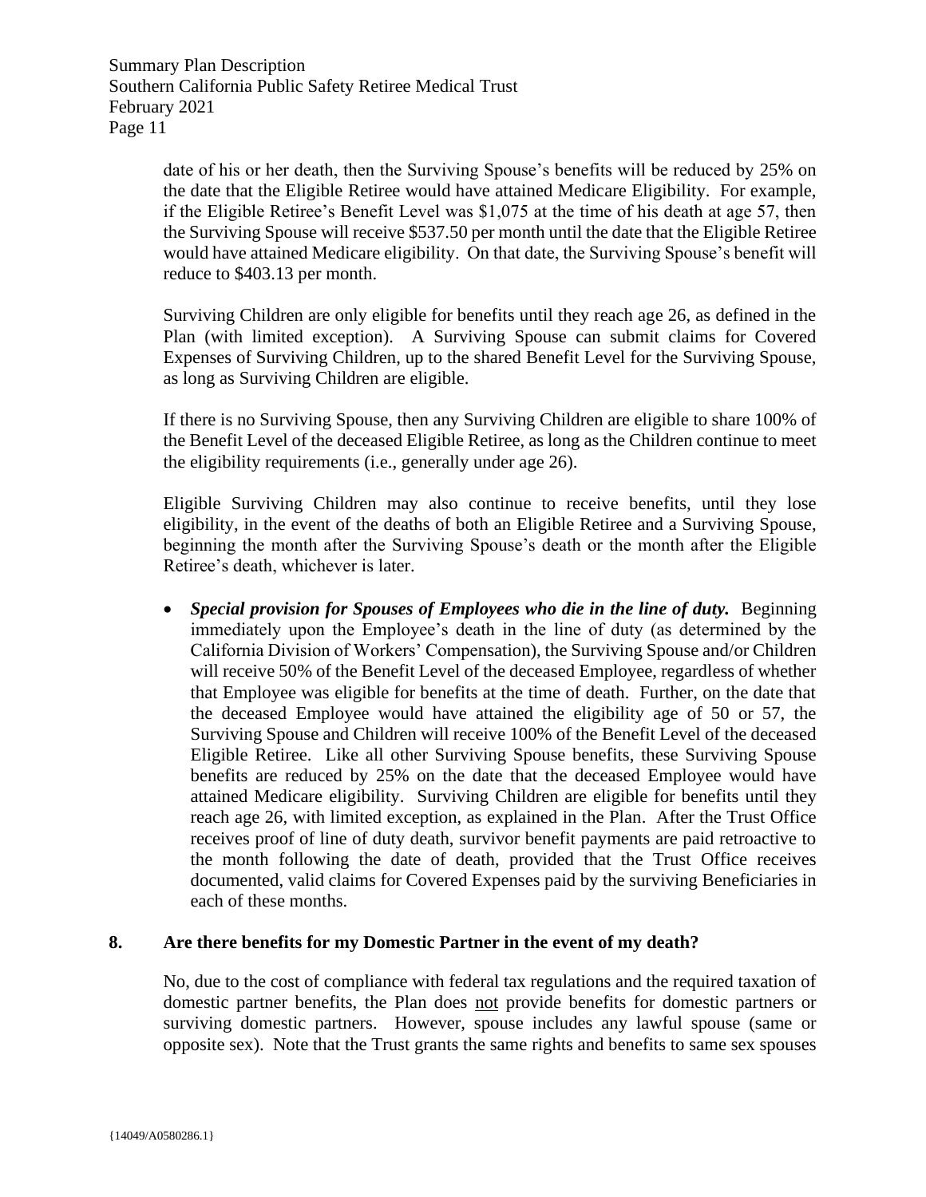date of his or her death, then the Surviving Spouse's benefits will be reduced by 25% on the date that the Eligible Retiree would have attained Medicare Eligibility. For example, if the Eligible Retiree's Benefit Level was $1,075 at the time of his death at age 57, then the Surviving Spouse will receive $537.50 per month until the date that the Eligible Retiree would have attained Medicare eligibility. On that date, the Surviving Spouse's benefit will reduce to $403.13 per month.

Surviving Children are only eligible for benefits until they reach age 26, as defined in the Plan (with limited exception). A Surviving Spouse can submit claims for Covered Expenses of Surviving Children, up to the shared Benefit Level for the Surviving Spouse, as long as Surviving Children are eligible.

If there is no Surviving Spouse, then any Surviving Children are eligible to share 100% of the Benefit Level of the deceased Eligible Retiree, as long as the Children continue to meet the eligibility requirements (i.e., generally under age 26).

Eligible Surviving Children may also continue to receive benefits, until they lose eligibility, in the event of the deaths of both an Eligible Retiree and a Surviving Spouse, beginning the month after the Surviving Spouse's death or the month after the Eligible Retiree's death, whichever is later.

- ***Special provision for Spouses of Employees who die in the line of duty.*** Beginning immediately upon the Employee's death in the line of duty (as determined by the California Division of Workers' Compensation), the Surviving Spouse and/or Children will receive 50% of the Benefit Level of the deceased Employee, regardless of whether that Employee was eligible for benefits at the time of death. Further, on the date that the deceased Employee would have attained the eligibility age of 50 or 57, the Surviving Spouse and Children will receive 100% of the Benefit Level of the deceased Eligible Retiree. Like all other Surviving Spouse benefits, these Surviving Spouse benefits are reduced by 25% on the date that the deceased Employee would have attained Medicare eligibility. Surviving Children are eligible for benefits until they reach age 26, with limited exception, as explained in the Plan. After the Trust Office receives proof of line of duty death, survivor benefit payments are paid retroactive to the month following the date of death, provided that the Trust Office receives documented, valid claims for Covered Expenses paid by the surviving Beneficiaries in each of these months.

**8. Are there benefits for my Domestic Partner in the event of my death?**

No, due to the cost of compliance with federal tax regulations and the required taxation of domestic partner benefits, the Plan does <u>not</u> provide benefits for domestic partners or surviving domestic partners. However, spouse includes any lawful spouse (same or opposite sex). Note that the Trust grants the same rights and benefits to same sex spouses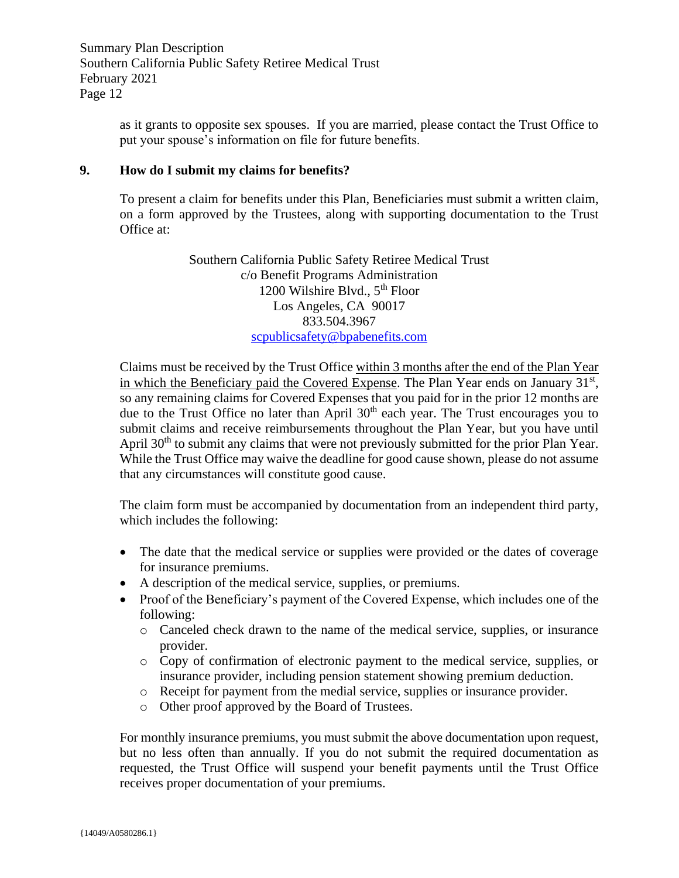as it grants to opposite sex spouses. If you are married, please contact the Trust Office to put your spouse's information on file for future benefits.

**9. How do I submit my claims for benefits?**

To present a claim for benefits under this Plan, Beneficiaries must submit a written claim, on a form approved by the Trustees, along with supporting documentation to the Trust Office at:

Southern California Public Safety Retiree Medical Trust
c/o Benefit Programs Administration
1200 Wilshire Blvd., 5th Floor
Los Angeles, CA 90017
833.504.3967
scpublicsafety@bpabenefits.com

Claims must be received by the Trust Office within 3 months after the end of the Plan Year in which the Beneficiary paid the Covered Expense. The Plan Year ends on January 31st, so any remaining claims for Covered Expenses that you paid for in the prior 12 months are due to the Trust Office no later than April 30th each year. The Trust encourages you to submit claims and receive reimbursements throughout the Plan Year, but you have until April 30th to submit any claims that were not previously submitted for the prior Plan Year. While the Trust Office may waive the deadline for good cause shown, please do not assume that any circumstances will constitute good cause.

The claim form must be accompanied by documentation from an independent third party, which includes the following:

- The date that the medical service or supplies were provided or the dates of coverage for insurance premiums.
- A description of the medical service, supplies, or premiums.
- Proof of the Beneficiary's payment of the Covered Expense, which includes one of the following:
  - Canceled check drawn to the name of the medical service, supplies, or insurance provider.
  - Copy of confirmation of electronic payment to the medical service, supplies, or insurance provider, including pension statement showing premium deduction.
  - Receipt for payment from the medial service, supplies or insurance provider.
  - Other proof approved by the Board of Trustees.

For monthly insurance premiums, you must submit the above documentation upon request, but no less often than annually. If you do not submit the required documentation as requested, the Trust Office will suspend your benefit payments until the Trust Office receives proper documentation of your premiums.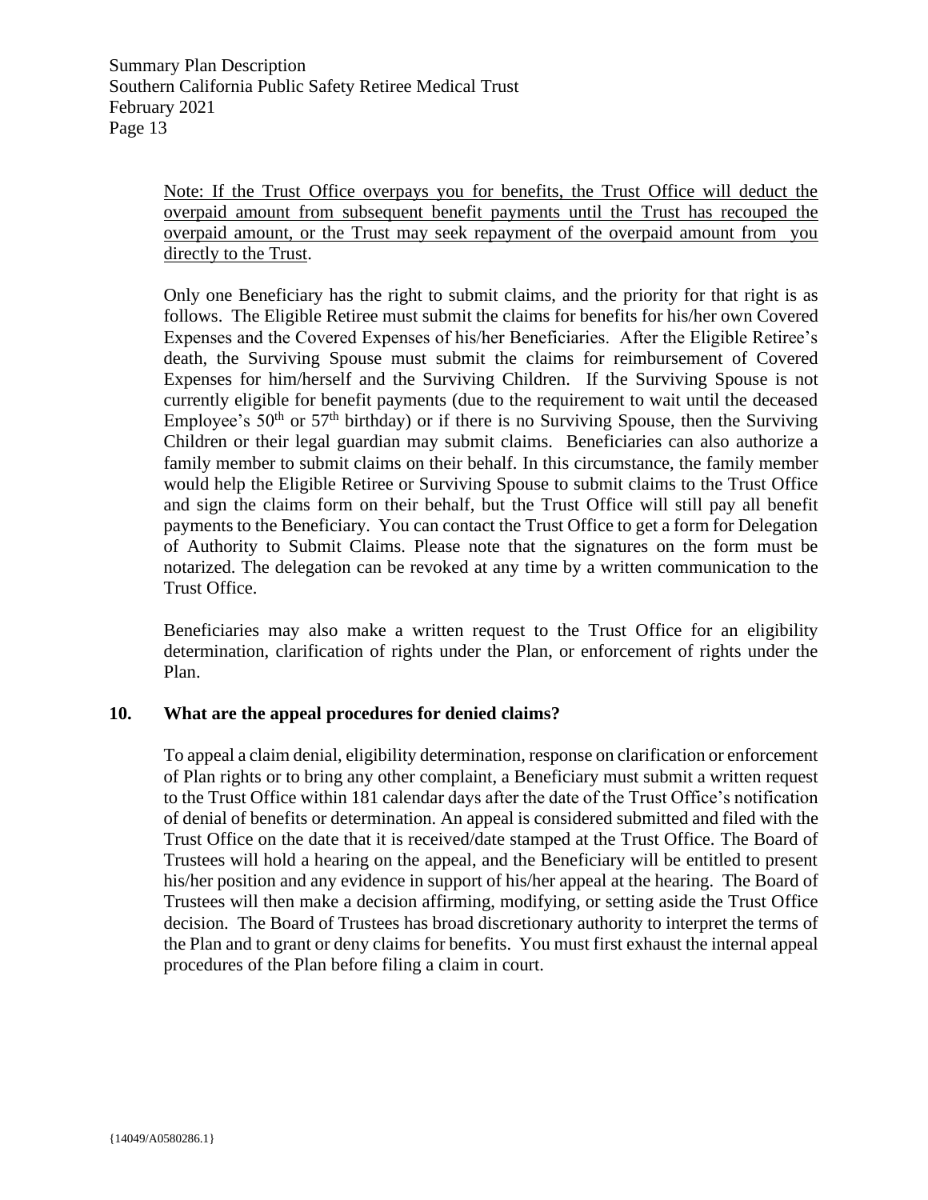<u>Note: If the Trust Office overpays you for benefits, the Trust Office will deduct the overpaid amount from subsequent benefit payments until the Trust has recouped the overpaid amount, or the Trust may seek repayment of the overpaid amount from you directly to the Trust</u>.

Only one Beneficiary has the right to submit claims, and the priority for that right is as follows. The Eligible Retiree must submit the claims for benefits for his/her own Covered Expenses and the Covered Expenses of his/her Beneficiaries. After the Eligible Retiree's death, the Surviving Spouse must submit the claims for reimbursement of Covered Expenses for him/herself and the Surviving Children. If the Surviving Spouse is not currently eligible for benefit payments (due to the requirement to wait until the deceased Employee's 50th or 57th birthday) or if there is no Surviving Spouse, then the Surviving Children or their legal guardian may submit claims. Beneficiaries can also authorize a family member to submit claims on their behalf. In this circumstance, the family member would help the Eligible Retiree or Surviving Spouse to submit claims to the Trust Office and sign the claims form on their behalf, but the Trust Office will still pay all benefit payments to the Beneficiary. You can contact the Trust Office to get a form for Delegation of Authority to Submit Claims. Please note that the signatures on the form must be notarized. The delegation can be revoked at any time by a written communication to the Trust Office.

Beneficiaries may also make a written request to the Trust Office for an eligibility determination, clarification of rights under the Plan, or enforcement of rights under the Plan.

## 10. What are the appeal procedures for denied claims?

To appeal a claim denial, eligibility determination, response on clarification or enforcement of Plan rights or to bring any other complaint, a Beneficiary must submit a written request to the Trust Office within 181 calendar days after the date of the Trust Office's notification of denial of benefits or determination. An appeal is considered submitted and filed with the Trust Office on the date that it is received/date stamped at the Trust Office. The Board of Trustees will hold a hearing on the appeal, and the Beneficiary will be entitled to present his/her position and any evidence in support of his/her appeal at the hearing. The Board of Trustees will then make a decision affirming, modifying, or setting aside the Trust Office decision. The Board of Trustees has broad discretionary authority to interpret the terms of the Plan and to grant or deny claims for benefits. You must first exhaust the internal appeal procedures of the Plan before filing a claim in court.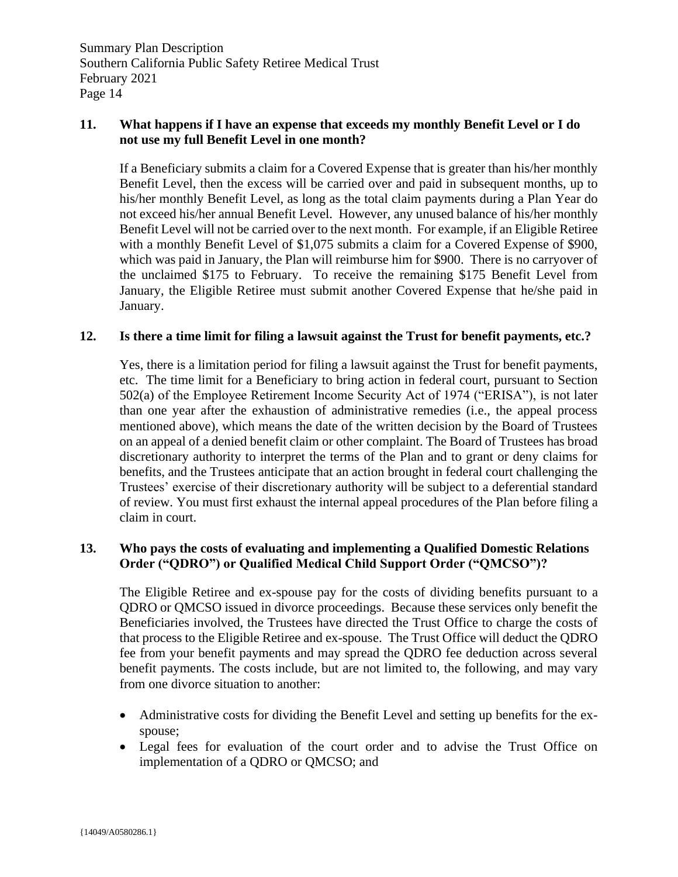**11. What happens if I have an expense that exceeds my monthly Benefit Level or I do not use my full Benefit Level in one month?**

If a Beneficiary submits a claim for a Covered Expense that is greater than his/her monthly Benefit Level, then the excess will be carried over and paid in subsequent months, up to his/her monthly Benefit Level, as long as the total claim payments during a Plan Year do not exceed his/her annual Benefit Level. However, any unused balance of his/her monthly Benefit Level will not be carried over to the next month. For example, if an Eligible Retiree with a monthly Benefit Level of $1,075 submits a claim for a Covered Expense of $900, which was paid in January, the Plan will reimburse him for $900. There is no carryover of the unclaimed $175 to February. To receive the remaining $175 Benefit Level from January, the Eligible Retiree must submit another Covered Expense that he/she paid in January.

**12. Is there a time limit for filing a lawsuit against the Trust for benefit payments, etc.?**

Yes, there is a limitation period for filing a lawsuit against the Trust for benefit payments, etc. The time limit for a Beneficiary to bring action in federal court, pursuant to Section 502(a) of the Employee Retirement Income Security Act of 1974 ("ERISA"), is not later than one year after the exhaustion of administrative remedies (i.e., the appeal process mentioned above), which means the date of the written decision by the Board of Trustees on an appeal of a denied benefit claim or other complaint. The Board of Trustees has broad discretionary authority to interpret the terms of the Plan and to grant or deny claims for benefits, and the Trustees anticipate that an action brought in federal court challenging the Trustees' exercise of their discretionary authority will be subject to a deferential standard of review. You must first exhaust the internal appeal procedures of the Plan before filing a claim in court.

**13. Who pays the costs of evaluating and implementing a Qualified Domestic Relations Order ("QDRO") or Qualified Medical Child Support Order ("QMCSO")?**

The Eligible Retiree and ex-spouse pay for the costs of dividing benefits pursuant to a QDRO or QMCSO issued in divorce proceedings. Because these services only benefit the Beneficiaries involved, the Trustees have directed the Trust Office to charge the costs of that process to the Eligible Retiree and ex-spouse. The Trust Office will deduct the QDRO fee from your benefit payments and may spread the QDRO fee deduction across several benefit payments. The costs include, but are not limited to, the following, and may vary from one divorce situation to another:

- Administrative costs for dividing the Benefit Level and setting up benefits for the ex-spouse;
- Legal fees for evaluation of the court order and to advise the Trust Office on implementation of a QDRO or QMCSO; and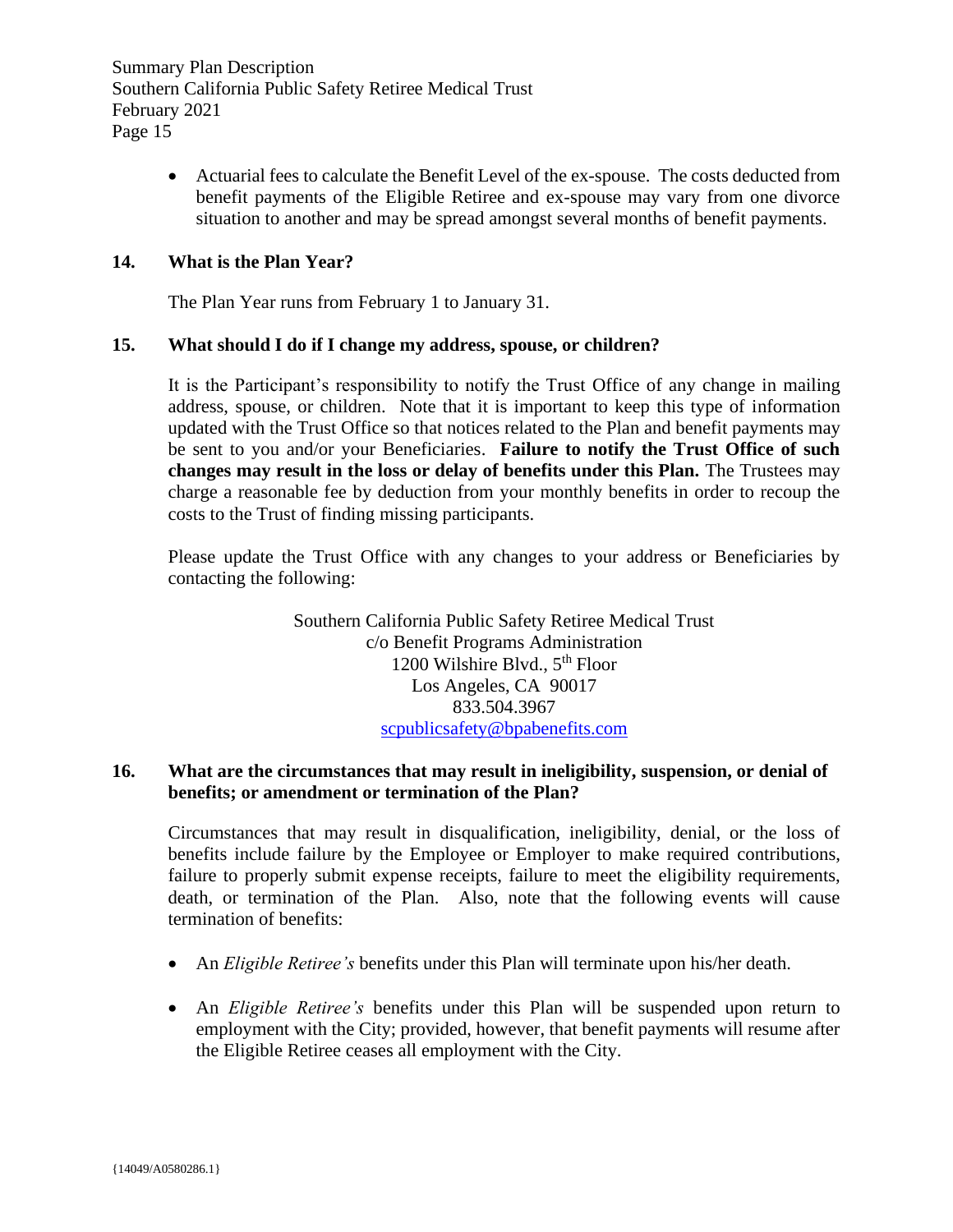- Actuarial fees to calculate the Benefit Level of the ex-spouse. The costs deducted from benefit payments of the Eligible Retiree and ex-spouse may vary from one divorce situation to another and may be spread amongst several months of benefit payments.

### 14. What is the Plan Year?

The Plan Year runs from February 1 to January 31.

### 15. What should I do if I change my address, spouse, or children?

It is the Participant's responsibility to notify the Trust Office of any change in mailing address, spouse, or children. Note that it is important to keep this type of information updated with the Trust Office so that notices related to the Plan and benefit payments may be sent to you and/or your Beneficiaries. **Failure to notify the Trust Office of such changes may result in the loss or delay of benefits under this Plan.** The Trustees may charge a reasonable fee by deduction from your monthly benefits in order to recoup the costs to the Trust of finding missing participants.

Please update the Trust Office with any changes to your address or Beneficiaries by contacting the following:

Southern California Public Safety Retiree Medical Trust
c/o Benefit Programs Administration
1200 Wilshire Blvd., 5th Floor
Los Angeles, CA 90017
833.504.3967
scpublicsafety@bpabenefits.com

### 16. What are the circumstances that may result in ineligibility, suspension, or denial of benefits; or amendment or termination of the Plan?

Circumstances that may result in disqualification, ineligibility, denial, or the loss of benefits include failure by the Employee or Employer to make required contributions, failure to properly submit expense receipts, failure to meet the eligibility requirements, death, or termination of the Plan. Also, note that the following events will cause termination of benefits:

- An *Eligible Retiree's* benefits under this Plan will terminate upon his/her death.
- An *Eligible Retiree's* benefits under this Plan will be suspended upon return to employment with the City; provided, however, that benefit payments will resume after the Eligible Retiree ceases all employment with the City.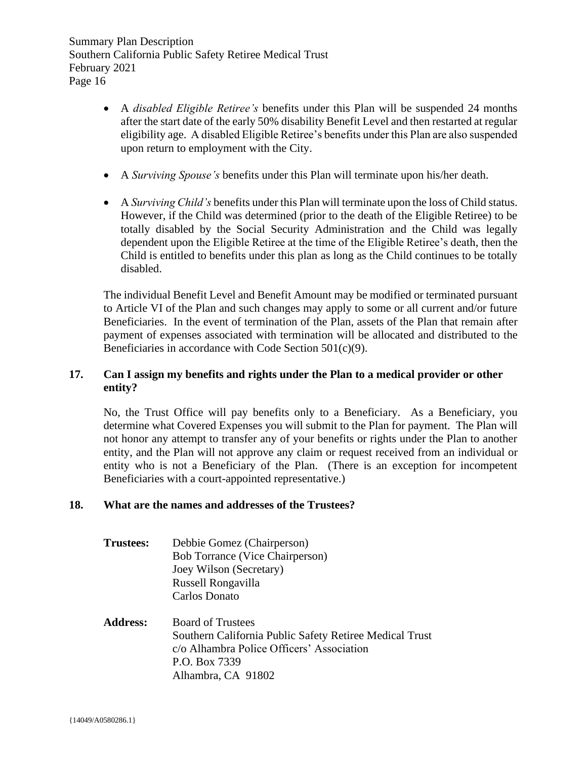- A *disabled Eligible Retiree's* benefits under this Plan will be suspended 24 months after the start date of the early 50% disability Benefit Level and then restarted at regular eligibility age. A disabled Eligible Retiree's benefits under this Plan are also suspended upon return to employment with the City.

- A *Surviving Spouse's* benefits under this Plan will terminate upon his/her death.

- A *Surviving Child's* benefits under this Plan will terminate upon the loss of Child status. However, if the Child was determined (prior to the death of the Eligible Retiree) to be totally disabled by the Social Security Administration and the Child was legally dependent upon the Eligible Retiree at the time of the Eligible Retiree's death, then the Child is entitled to benefits under this plan as long as the Child continues to be totally disabled.

The individual Benefit Level and Benefit Amount may be modified or terminated pursuant to Article VI of the Plan and such changes may apply to some or all current and/or future Beneficiaries. In the event of termination of the Plan, assets of the Plan that remain after payment of expenses associated with termination will be allocated and distributed to the Beneficiaries in accordance with Code Section 501(c)(9).

## 17. Can I assign my benefits and rights under the Plan to a medical provider or other entity?

No, the Trust Office will pay benefits only to a Beneficiary. As a Beneficiary, you determine what Covered Expenses you will submit to the Plan for payment. The Plan will not honor any attempt to transfer any of your benefits or rights under the Plan to another entity, and the Plan will not approve any claim or request received from an individual or entity who is not a Beneficiary of the Plan. (There is an exception for incompetent Beneficiaries with a court-appointed representative.)

## 18. What are the names and addresses of the Trustees?

**Trustees:**
Debbie Gomez (Chairperson)
Bob Torrance (Vice Chairperson)
Joey Wilson (Secretary)
Russell Rongavilla
Carlos Donato

**Address:**
Board of Trustees
Southern California Public Safety Retiree Medical Trust
c/o Alhambra Police Officers' Association
P.O. Box 7339
Alhambra, CA 91802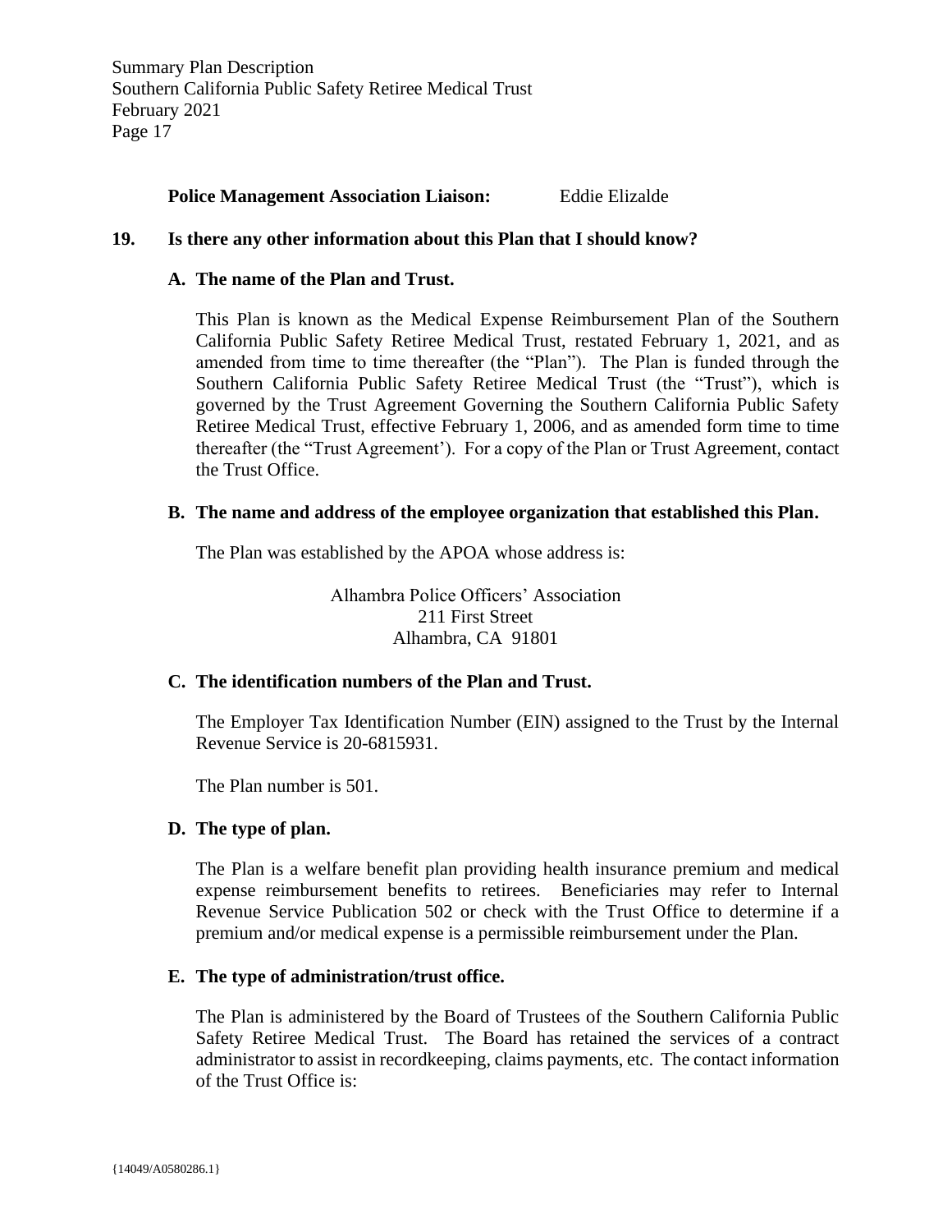**Police Management Association Liaison:** Eddie Elizalde

**19. Is there any other information about this Plan that I should know?**

**A. The name of the Plan and Trust.**

This Plan is known as the Medical Expense Reimbursement Plan of the Southern California Public Safety Retiree Medical Trust, restated February 1, 2021, and as amended from time to time thereafter (the "Plan"). The Plan is funded through the Southern California Public Safety Retiree Medical Trust (the "Trust"), which is governed by the Trust Agreement Governing the Southern California Public Safety Retiree Medical Trust, effective February 1, 2006, and as amended form time to time thereafter (the "Trust Agreement'). For a copy of the Plan or Trust Agreement, contact the Trust Office.

**B. The name and address of the employee organization that established this Plan.**

The Plan was established by the APOA whose address is:

Alhambra Police Officers' Association
211 First Street
Alhambra, CA 91801

**C. The identification numbers of the Plan and Trust.**

The Employer Tax Identification Number (EIN) assigned to the Trust by the Internal Revenue Service is 20-6815931.

The Plan number is 501.

**D. The type of plan.**

The Plan is a welfare benefit plan providing health insurance premium and medical expense reimbursement benefits to retirees. Beneficiaries may refer to Internal Revenue Service Publication 502 or check with the Trust Office to determine if a premium and/or medical expense is a permissible reimbursement under the Plan.

**E. The type of administration/trust office.**

The Plan is administered by the Board of Trustees of the Southern California Public Safety Retiree Medical Trust. The Board has retained the services of a contract administrator to assist in recordkeeping, claims payments, etc. The contact information of the Trust Office is: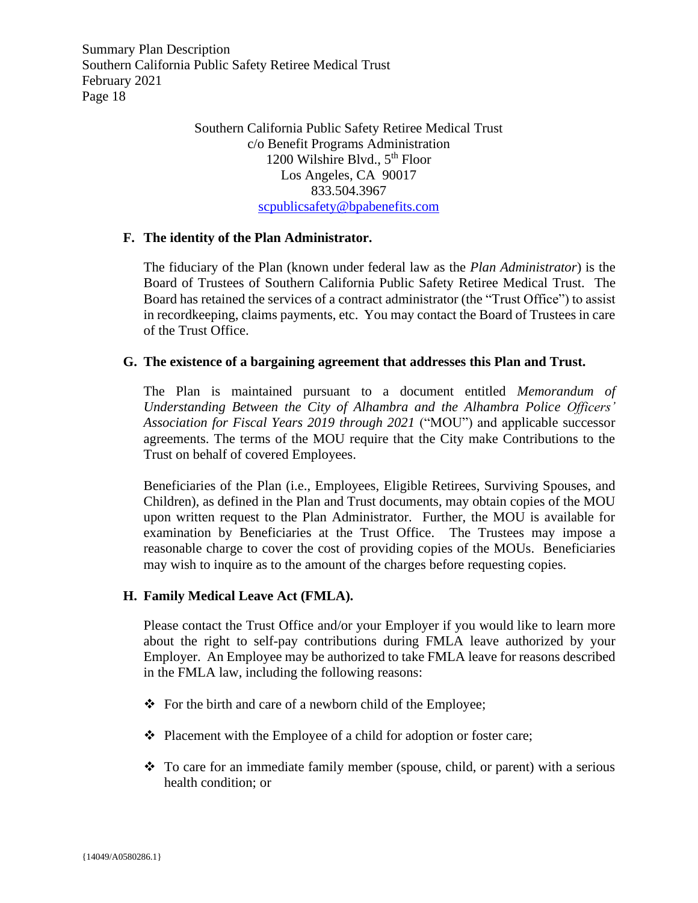Southern California Public Safety Retiree Medical Trust  
c/o Benefit Programs Administration  
1200 Wilshire Blvd., 5th Floor  
Los Angeles, CA 90017  
833.504.3967  
scpublicsafety@bpabenefits.com

**F. The identity of the Plan Administrator.**

The fiduciary of the Plan (known under federal law as the *Plan Administrator*) is the Board of Trustees of Southern California Public Safety Retiree Medical Trust. The Board has retained the services of a contract administrator (the "Trust Office") to assist in recordkeeping, claims payments, etc. You may contact the Board of Trustees in care of the Trust Office.

**G. The existence of a bargaining agreement that addresses this Plan and Trust.**

The Plan is maintained pursuant to a document entitled *Memorandum of Understanding Between the City of Alhambra and the Alhambra Police Officers' Association for Fiscal Years 2019 through 2021* ("MOU") and applicable successor agreements. The terms of the MOU require that the City make Contributions to the Trust on behalf of covered Employees.

Beneficiaries of the Plan (i.e., Employees, Eligible Retirees, Surviving Spouses, and Children), as defined in the Plan and Trust documents, may obtain copies of the MOU upon written request to the Plan Administrator. Further, the MOU is available for examination by Beneficiaries at the Trust Office. The Trustees may impose a reasonable charge to cover the cost of providing copies of the MOUs. Beneficiaries may wish to inquire as to the amount of the charges before requesting copies.

**H. Family Medical Leave Act (FMLA).**

Please contact the Trust Office and/or your Employer if you would like to learn more about the right to self-pay contributions during FMLA leave authorized by your Employer. An Employee may be authorized to take FMLA leave for reasons described in the FMLA law, including the following reasons:

- For the birth and care of a newborn child of the Employee;
- Placement with the Employee of a child for adoption or foster care;
- To care for an immediate family member (spouse, child, or parent) with a serious health condition; or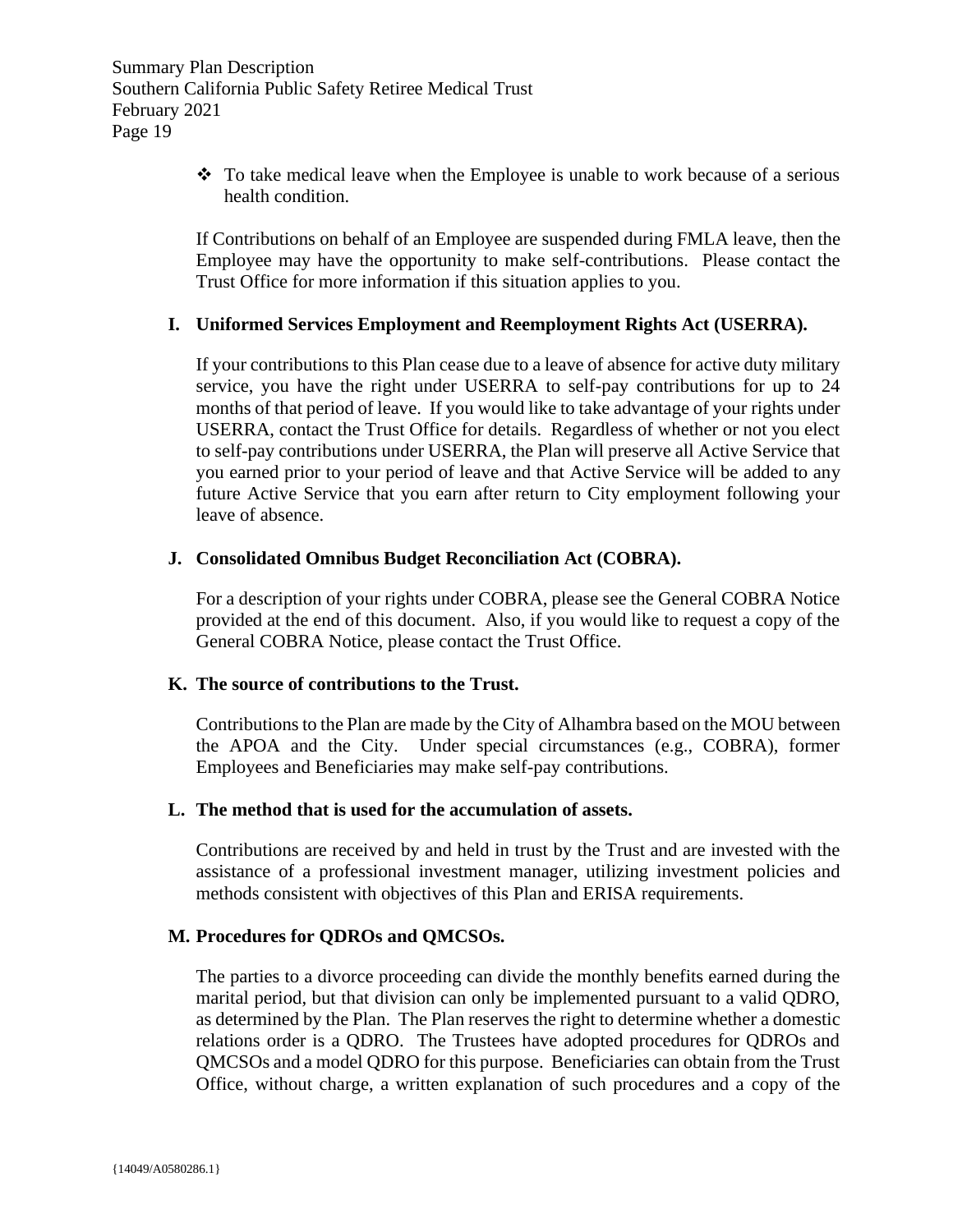- To take medical leave when the Employee is unable to work because of a serious health condition.

If Contributions on behalf of an Employee are suspended during FMLA leave, then the Employee may have the opportunity to make self-contributions. Please contact the Trust Office for more information if this situation applies to you.

**I. Uniformed Services Employment and Reemployment Rights Act (USERRA).**

If your contributions to this Plan cease due to a leave of absence for active duty military service, you have the right under USERRA to self-pay contributions for up to 24 months of that period of leave. If you would like to take advantage of your rights under USERRA, contact the Trust Office for details. Regardless of whether or not you elect to self-pay contributions under USERRA, the Plan will preserve all Active Service that you earned prior to your period of leave and that Active Service will be added to any future Active Service that you earn after return to City employment following your leave of absence.

**J. Consolidated Omnibus Budget Reconciliation Act (COBRA).**

For a description of your rights under COBRA, please see the General COBRA Notice provided at the end of this document. Also, if you would like to request a copy of the General COBRA Notice, please contact the Trust Office.

**K. The source of contributions to the Trust.**

Contributions to the Plan are made by the City of Alhambra based on the MOU between the APOA and the City. Under special circumstances (e.g., COBRA), former Employees and Beneficiaries may make self-pay contributions.

**L. The method that is used for the accumulation of assets.**

Contributions are received by and held in trust by the Trust and are invested with the assistance of a professional investment manager, utilizing investment policies and methods consistent with objectives of this Plan and ERISA requirements.

**M. Procedures for QDROs and QMCSOs.**

The parties to a divorce proceeding can divide the monthly benefits earned during the marital period, but that division can only be implemented pursuant to a valid QDRO, as determined by the Plan. The Plan reserves the right to determine whether a domestic relations order is a QDRO. The Trustees have adopted procedures for QDROs and QMCSOs and a model QDRO for this purpose. Beneficiaries can obtain from the Trust Office, without charge, a written explanation of such procedures and a copy of the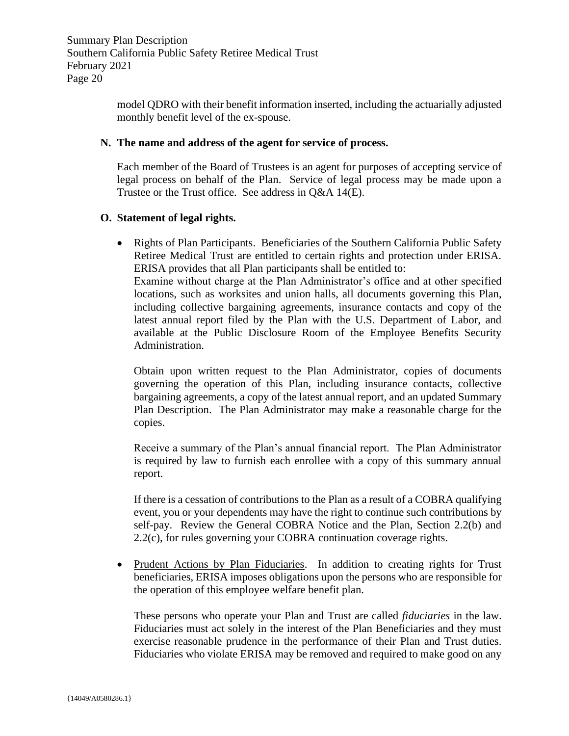model QDRO with their benefit information inserted, including the actuarially adjusted monthly benefit level of the ex-spouse.

**N. The name and address of the agent for service of process.**

Each member of the Board of Trustees is an agent for purposes of accepting service of legal process on behalf of the Plan. Service of legal process may be made upon a Trustee or the Trust office. See address in Q&A 14(E).

**O. Statement of legal rights.**

- Rights of Plan Participants. Beneficiaries of the Southern California Public Safety Retiree Medical Trust are entitled to certain rights and protection under ERISA. ERISA provides that all Plan participants shall be entitled to:
  Examine without charge at the Plan Administrator's office and at other specified locations, such as worksites and union halls, all documents governing this Plan, including collective bargaining agreements, insurance contacts and copy of the latest annual report filed by the Plan with the U.S. Department of Labor, and available at the Public Disclosure Room of the Employee Benefits Security Administration.

  Obtain upon written request to the Plan Administrator, copies of documents governing the operation of this Plan, including insurance contacts, collective bargaining agreements, a copy of the latest annual report, and an updated Summary Plan Description. The Plan Administrator may make a reasonable charge for the copies.

  Receive a summary of the Plan's annual financial report. The Plan Administrator is required by law to furnish each enrollee with a copy of this summary annual report.

  If there is a cessation of contributions to the Plan as a result of a COBRA qualifying event, you or your dependents may have the right to continue such contributions by self-pay. Review the General COBRA Notice and the Plan, Section 2.2(b) and 2.2(c), for rules governing your COBRA continuation coverage rights.

- Prudent Actions by Plan Fiduciaries. In addition to creating rights for Trust beneficiaries, ERISA imposes obligations upon the persons who are responsible for the operation of this employee welfare benefit plan.

  These persons who operate your Plan and Trust are called *fiduciaries* in the law. Fiduciaries must act solely in the interest of the Plan Beneficiaries and they must exercise reasonable prudence in the performance of their Plan and Trust duties. Fiduciaries who violate ERISA may be removed and required to make good on any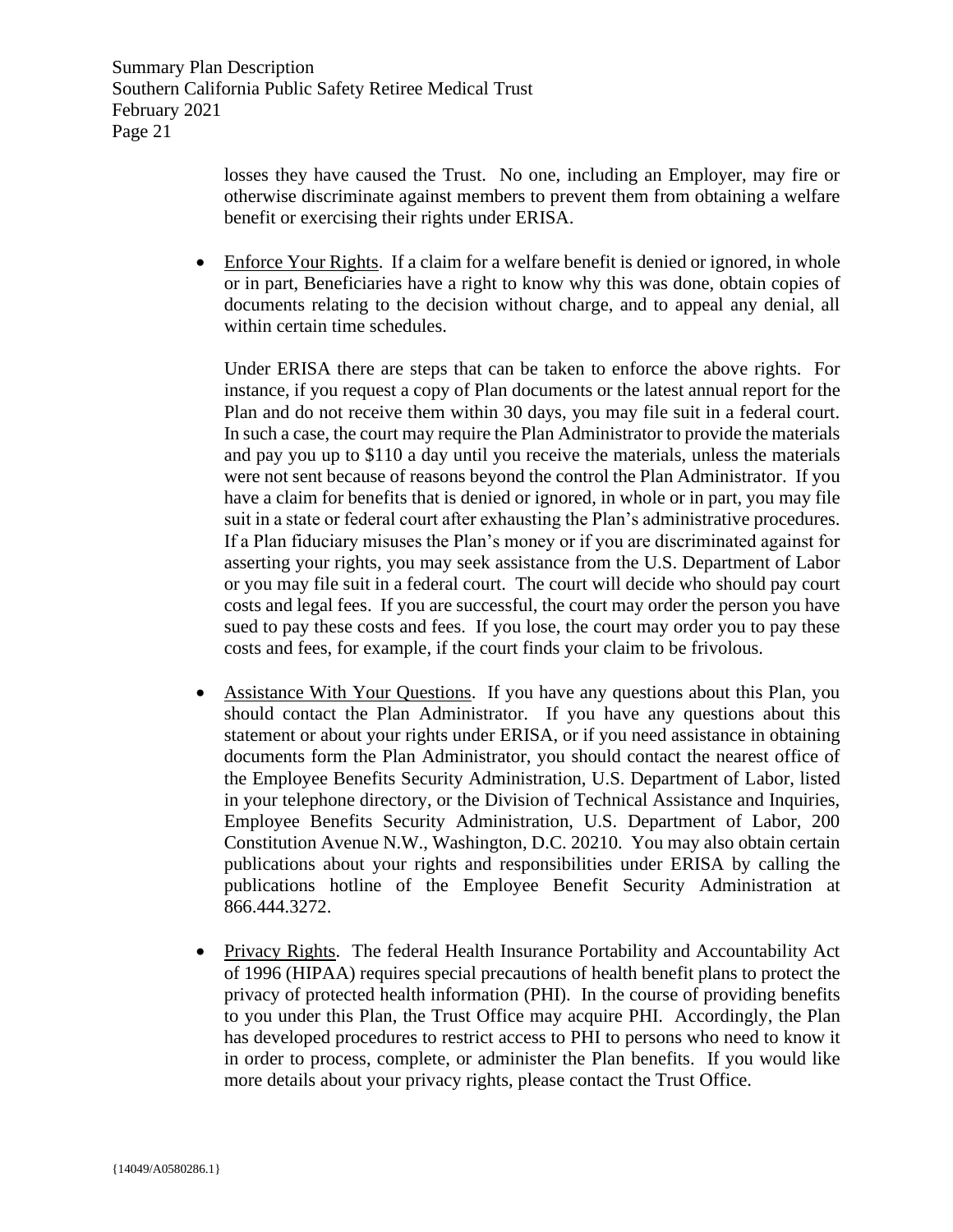losses they have caused the Trust. No one, including an Employer, may fire or otherwise discriminate against members to prevent them from obtaining a welfare benefit or exercising their rights under ERISA.

- Enforce Your Rights. If a claim for a welfare benefit is denied or ignored, in whole or in part, Beneficiaries have a right to know why this was done, obtain copies of documents relating to the decision without charge, and to appeal any denial, all within certain time schedules.

  Under ERISA there are steps that can be taken to enforce the above rights. For instance, if you request a copy of Plan documents or the latest annual report for the Plan and do not receive them within 30 days, you may file suit in a federal court. In such a case, the court may require the Plan Administrator to provide the materials and pay you up to $110 a day until you receive the materials, unless the materials were not sent because of reasons beyond the control the Plan Administrator. If you have a claim for benefits that is denied or ignored, in whole or in part, you may file suit in a state or federal court after exhausting the Plan's administrative procedures. If a Plan fiduciary misuses the Plan's money or if you are discriminated against for asserting your rights, you may seek assistance from the U.S. Department of Labor or you may file suit in a federal court. The court will decide who should pay court costs and legal fees. If you are successful, the court may order the person you have sued to pay these costs and fees. If you lose, the court may order you to pay these costs and fees, for example, if the court finds your claim to be frivolous.

- Assistance With Your Questions. If you have any questions about this Plan, you should contact the Plan Administrator. If you have any questions about this statement or about your rights under ERISA, or if you need assistance in obtaining documents form the Plan Administrator, you should contact the nearest office of the Employee Benefits Security Administration, U.S. Department of Labor, listed in your telephone directory, or the Division of Technical Assistance and Inquiries, Employee Benefits Security Administration, U.S. Department of Labor, 200 Constitution Avenue N.W., Washington, D.C. 20210. You may also obtain certain publications about your rights and responsibilities under ERISA by calling the publications hotline of the Employee Benefit Security Administration at 866.444.3272.

- Privacy Rights. The federal Health Insurance Portability and Accountability Act of 1996 (HIPAA) requires special precautions of health benefit plans to protect the privacy of protected health information (PHI). In the course of providing benefits to you under this Plan, the Trust Office may acquire PHI. Accordingly, the Plan has developed procedures to restrict access to PHI to persons who need to know it in order to process, complete, or administer the Plan benefits. If you would like more details about your privacy rights, please contact the Trust Office.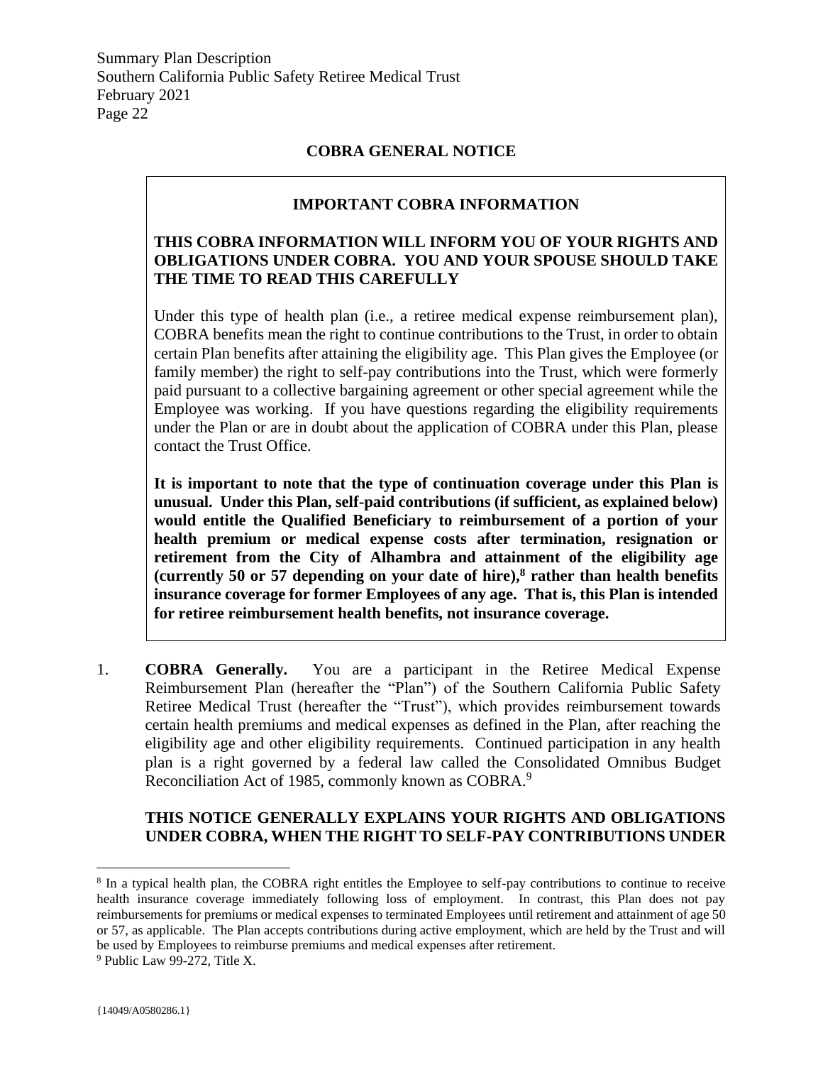## COBRA GENERAL NOTICE

### IMPORTANT COBRA INFORMATION

**THIS COBRA INFORMATION WILL INFORM YOU OF YOUR RIGHTS AND OBLIGATIONS UNDER COBRA. YOU AND YOUR SPOUSE SHOULD TAKE THE TIME TO READ THIS CAREFULLY**

Under this type of health plan (i.e., a retiree medical expense reimbursement plan), COBRA benefits mean the right to continue contributions to the Trust, in order to obtain certain Plan benefits after attaining the eligibility age. This Plan gives the Employee (or family member) the right to self-pay contributions into the Trust, which were formerly paid pursuant to a collective bargaining agreement or other special agreement while the Employee was working. If you have questions regarding the eligibility requirements under the Plan or are in doubt about the application of COBRA under this Plan, please contact the Trust Office.

**It is important to note that the type of continuation coverage under this Plan is unusual. Under this Plan, self-paid contributions (if sufficient, as explained below) would entitle the Qualified Beneficiary to reimbursement of a portion of your health premium or medical expense costs after termination, resignation or retirement from the City of Alhambra and attainment of the eligibility age (currently 50 or 57 depending on your date of hire),[8] rather than health benefits insurance coverage for former Employees of any age. That is, this Plan is intended for retiree reimbursement health benefits, not insurance coverage.**

1. **COBRA Generally.** You are a participant in the Retiree Medical Expense Reimbursement Plan (hereafter the "Plan") of the Southern California Public Safety Retiree Medical Trust (hereafter the "Trust"), which provides reimbursement towards certain health premiums and medical expenses as defined in the Plan, after reaching the eligibility age and other eligibility requirements. Continued participation in any health plan is a right governed by a federal law called the Consolidated Omnibus Budget Reconciliation Act of 1985, commonly known as COBRA.[9]

   **THIS NOTICE GENERALLY EXPLAINS YOUR RIGHTS AND OBLIGATIONS UNDER COBRA, WHEN THE RIGHT TO SELF-PAY CONTRIBUTIONS UNDER**

---

[8] In a typical health plan, the COBRA right entitles the Employee to self-pay contributions to continue to receive health insurance coverage immediately following loss of employment. In contrast, this Plan does not pay reimbursements for premiums or medical expenses to terminated Employees until retirement and attainment of age 50 or 57, as applicable. The Plan accepts contributions during active employment, which are held by the Trust and will be used by Employees to reimburse premiums and medical expenses after retirement.

[9] Public Law 99-272, Title X.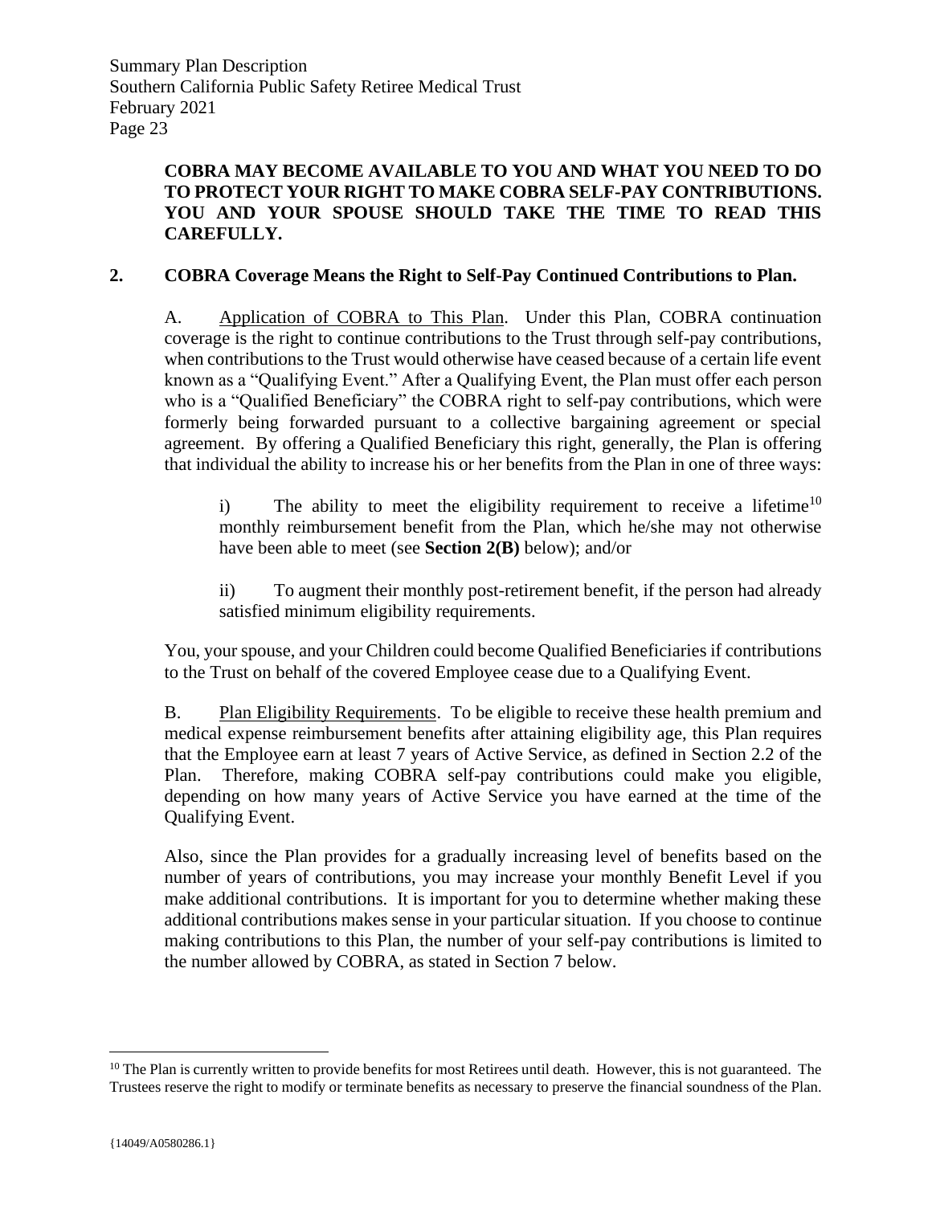**COBRA MAY BECOME AVAILABLE TO YOU AND WHAT YOU NEED TO DO TO PROTECT YOUR RIGHT TO MAKE COBRA SELF-PAY CONTRIBUTIONS. YOU AND YOUR SPOUSE SHOULD TAKE THE TIME TO READ THIS CAREFULLY.**

## 2. COBRA Coverage Means the Right to Self-Pay Continued Contributions to Plan.

A. Application of COBRA to This Plan. Under this Plan, COBRA continuation coverage is the right to continue contributions to the Trust through self-pay contributions, when contributions to the Trust would otherwise have ceased because of a certain life event known as a "Qualifying Event." After a Qualifying Event, the Plan must offer each person who is a "Qualified Beneficiary" the COBRA right to self-pay contributions, which were formerly being forwarded pursuant to a collective bargaining agreement or special agreement. By offering a Qualified Beneficiary this right, generally, the Plan is offering that individual the ability to increase his or her benefits from the Plan in one of three ways:

i) The ability to meet the eligibility requirement to receive a lifetime[10] monthly reimbursement benefit from the Plan, which he/she may not otherwise have been able to meet (see **Section 2(B)** below); and/or

ii) To augment their monthly post-retirement benefit, if the person had already satisfied minimum eligibility requirements.

You, your spouse, and your Children could become Qualified Beneficiaries if contributions to the Trust on behalf of the covered Employee cease due to a Qualifying Event.

B. Plan Eligibility Requirements. To be eligible to receive these health premium and medical expense reimbursement benefits after attaining eligibility age, this Plan requires that the Employee earn at least 7 years of Active Service, as defined in Section 2.2 of the Plan. Therefore, making COBRA self-pay contributions could make you eligible, depending on how many years of Active Service you have earned at the time of the Qualifying Event.

Also, since the Plan provides for a gradually increasing level of benefits based on the number of years of contributions, you may increase your monthly Benefit Level if you make additional contributions. It is important for you to determine whether making these additional contributions makes sense in your particular situation. If you choose to continue making contributions to this Plan, the number of your self-pay contributions is limited to the number allowed by COBRA, as stated in Section 7 below.

---

[10] The Plan is currently written to provide benefits for most Retirees until death. However, this is not guaranteed. The Trustees reserve the right to modify or terminate benefits as necessary to preserve the financial soundness of the Plan.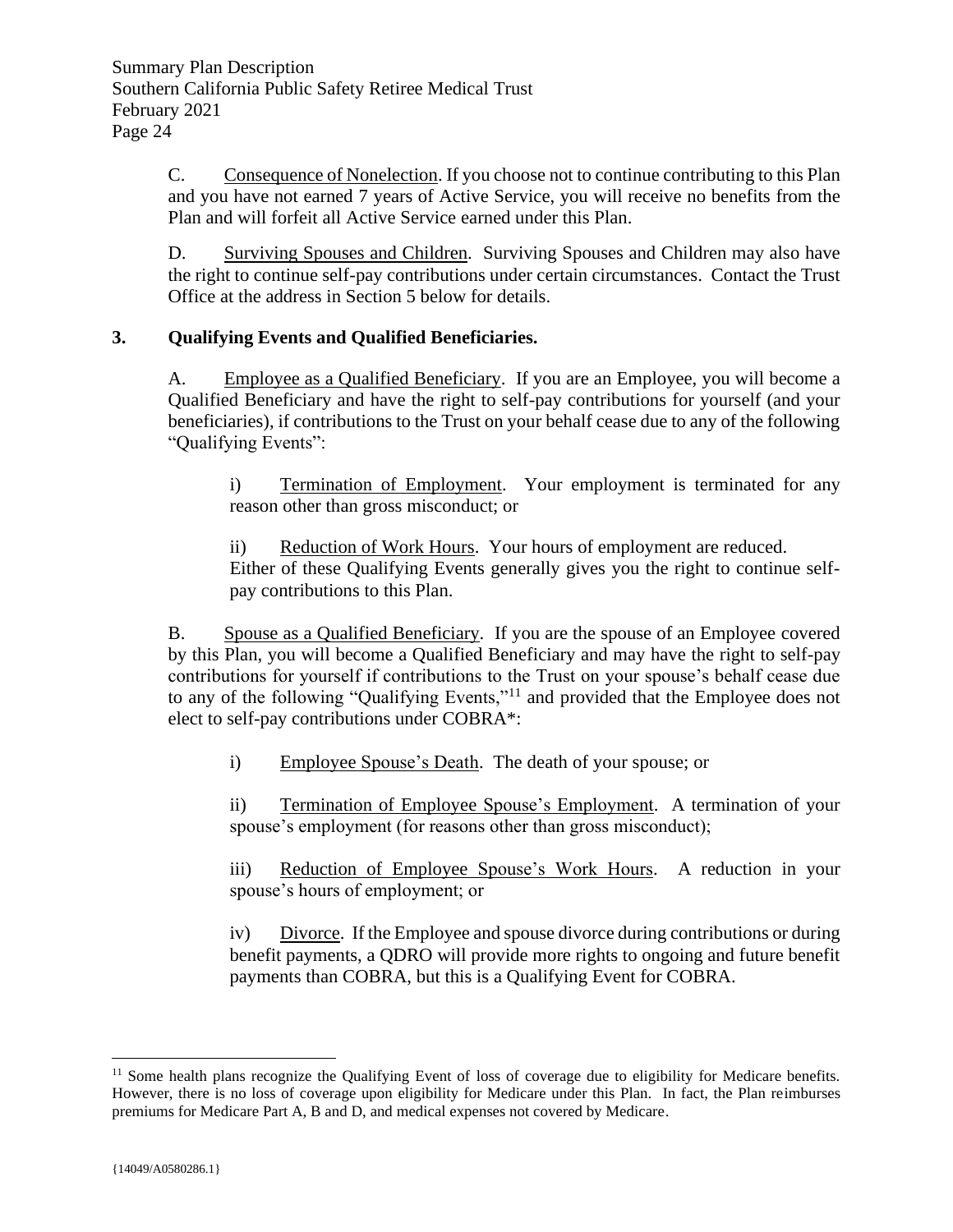C. Consequence of Nonelection. If you choose not to continue contributing to this Plan and you have not earned 7 years of Active Service, you will receive no benefits from the Plan and will forfeit all Active Service earned under this Plan.

D. Surviving Spouses and Children. Surviving Spouses and Children may also have the right to continue self-pay contributions under certain circumstances. Contact the Trust Office at the address in Section 5 below for details.

## 3. Qualifying Events and Qualified Beneficiaries.

A. Employee as a Qualified Beneficiary. If you are an Employee, you will become a Qualified Beneficiary and have the right to self-pay contributions for yourself (and your beneficiaries), if contributions to the Trust on your behalf cease due to any of the following "Qualifying Events":

i) Termination of Employment. Your employment is terminated for any reason other than gross misconduct; or

ii) Reduction of Work Hours. Your hours of employment are reduced. Either of these Qualifying Events generally gives you the right to continue self-pay contributions to this Plan.

B. Spouse as a Qualified Beneficiary. If you are the spouse of an Employee covered by this Plan, you will become a Qualified Beneficiary and may have the right to self-pay contributions for yourself if contributions to the Trust on your spouse's behalf cease due to any of the following "Qualifying Events,"[11] and provided that the Employee does not elect to self-pay contributions under COBRA*:

i) Employee Spouse's Death. The death of your spouse; or

ii) Termination of Employee Spouse's Employment. A termination of your spouse's employment (for reasons other than gross misconduct);

iii) Reduction of Employee Spouse's Work Hours. A reduction in your spouse's hours of employment; or

iv) Divorce. If the Employee and spouse divorce during contributions or during benefit payments, a QDRO will provide more rights to ongoing and future benefit payments than COBRA, but this is a Qualifying Event for COBRA.

[11] Some health plans recognize the Qualifying Event of loss of coverage due to eligibility for Medicare benefits. However, there is no loss of coverage upon eligibility for Medicare under this Plan. In fact, the Plan reimburses premiums for Medicare Part A, B and D, and medical expenses not covered by Medicare.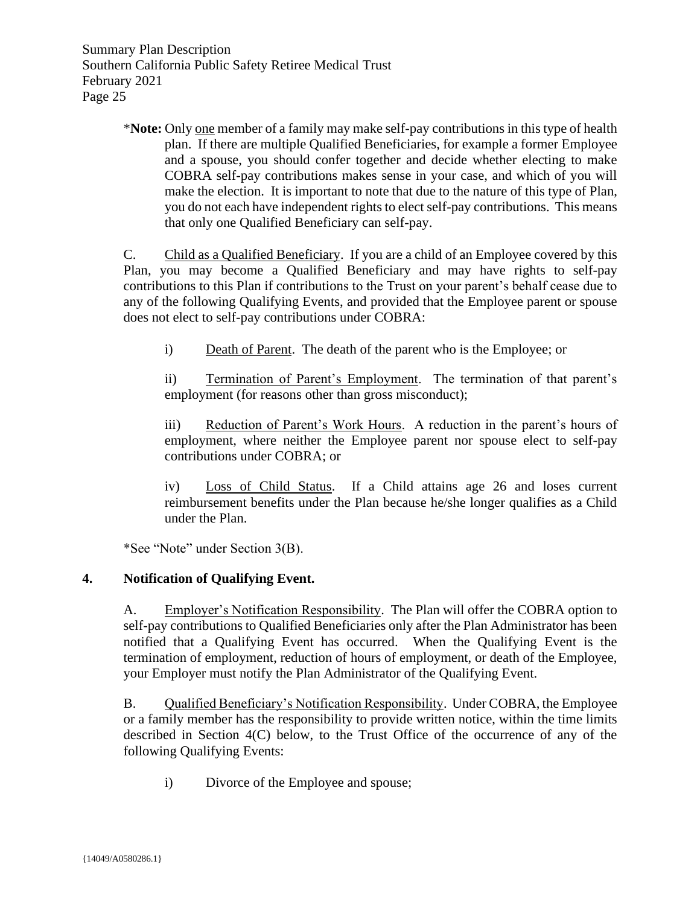*__Note:__ Only <u>one</u> member of a family may make self-pay contributions in this type of health plan. If there are multiple Qualified Beneficiaries, for example a former Employee and a spouse, you should confer together and decide whether electing to make COBRA self-pay contributions makes sense in your case, and which of you will make the election. It is important to note that due to the nature of this type of Plan, you do not each have independent rights to elect self-pay contributions. This means that only one Qualified Beneficiary can self-pay.

C. <u>Child as a Qualified Beneficiary</u>. If you are a child of an Employee covered by this Plan, you may become a Qualified Beneficiary and may have rights to self-pay contributions to this Plan if contributions to the Trust on your parent's behalf cease due to any of the following Qualifying Events, and provided that the Employee parent or spouse does not elect to self-pay contributions under COBRA:

i) <u>Death of Parent</u>. The death of the parent who is the Employee; or

ii) <u>Termination of Parent's Employment</u>. The termination of that parent's employment (for reasons other than gross misconduct);

iii) <u>Reduction of Parent's Work Hours</u>. A reduction in the parent's hours of employment, where neither the Employee parent nor spouse elect to self-pay contributions under COBRA; or

iv) <u>Loss of Child Status</u>. If a Child attains age 26 and loses current reimbursement benefits under the Plan because he/she longer qualifies as a Child under the Plan.

*See "Note" under Section 3(B).

## 4. Notification of Qualifying Event.

A. <u>Employer's Notification Responsibility</u>. The Plan will offer the COBRA option to self-pay contributions to Qualified Beneficiaries only after the Plan Administrator has been notified that a Qualifying Event has occurred. When the Qualifying Event is the termination of employment, reduction of hours of employment, or death of the Employee, your Employer must notify the Plan Administrator of the Qualifying Event.

B. <u>Qualified Beneficiary's Notification Responsibility</u>. Under COBRA, the Employee or a family member has the responsibility to provide written notice, within the time limits described in Section 4(C) below, to the Trust Office of the occurrence of any of the following Qualifying Events:

i) Divorce of the Employee and spouse;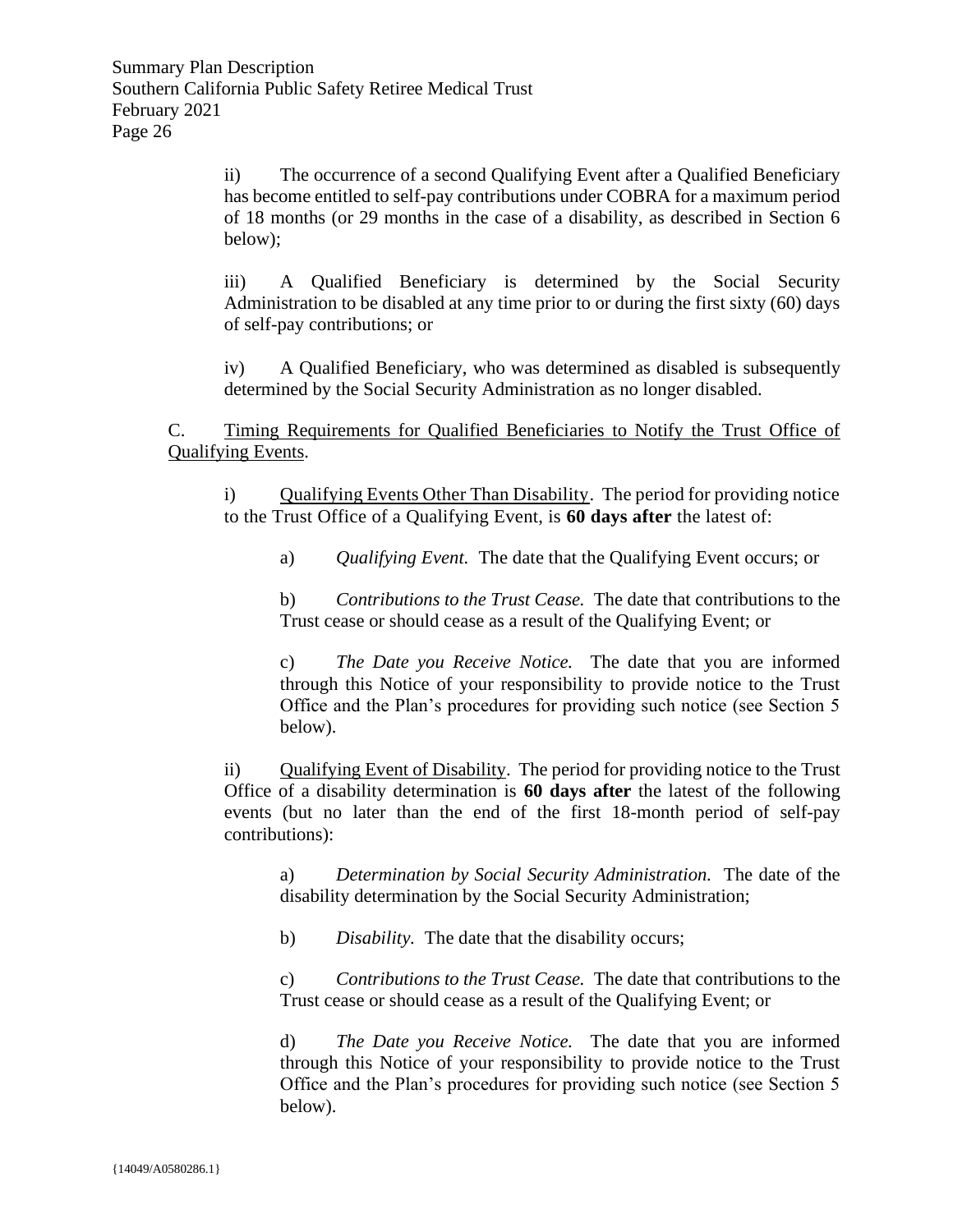ii) The occurrence of a second Qualifying Event after a Qualified Beneficiary has become entitled to self-pay contributions under COBRA for a maximum period of 18 months (or 29 months in the case of a disability, as described in Section 6 below);

iii) A Qualified Beneficiary is determined by the Social Security Administration to be disabled at any time prior to or during the first sixty (60) days of self-pay contributions; or

iv) A Qualified Beneficiary, who was determined as disabled is subsequently determined by the Social Security Administration as no longer disabled.

C. Timing Requirements for Qualified Beneficiaries to Notify the Trust Office of Qualifying Events.

i) Qualifying Events Other Than Disability. The period for providing notice to the Trust Office of a Qualifying Event, is **60 days after** the latest of:

a) *Qualifying Event.* The date that the Qualifying Event occurs; or

b) *Contributions to the Trust Cease.* The date that contributions to the Trust cease or should cease as a result of the Qualifying Event; or

c) *The Date you Receive Notice.* The date that you are informed through this Notice of your responsibility to provide notice to the Trust Office and the Plan's procedures for providing such notice (see Section 5 below).

ii) Qualifying Event of Disability. The period for providing notice to the Trust Office of a disability determination is **60 days after** the latest of the following events (but no later than the end of the first 18-month period of self-pay contributions):

a) *Determination by Social Security Administration.* The date of the disability determination by the Social Security Administration;

b) *Disability.* The date that the disability occurs;

c) *Contributions to the Trust Cease.* The date that contributions to the Trust cease or should cease as a result of the Qualifying Event; or

d) *The Date you Receive Notice.* The date that you are informed through this Notice of your responsibility to provide notice to the Trust Office and the Plan's procedures for providing such notice (see Section 5 below).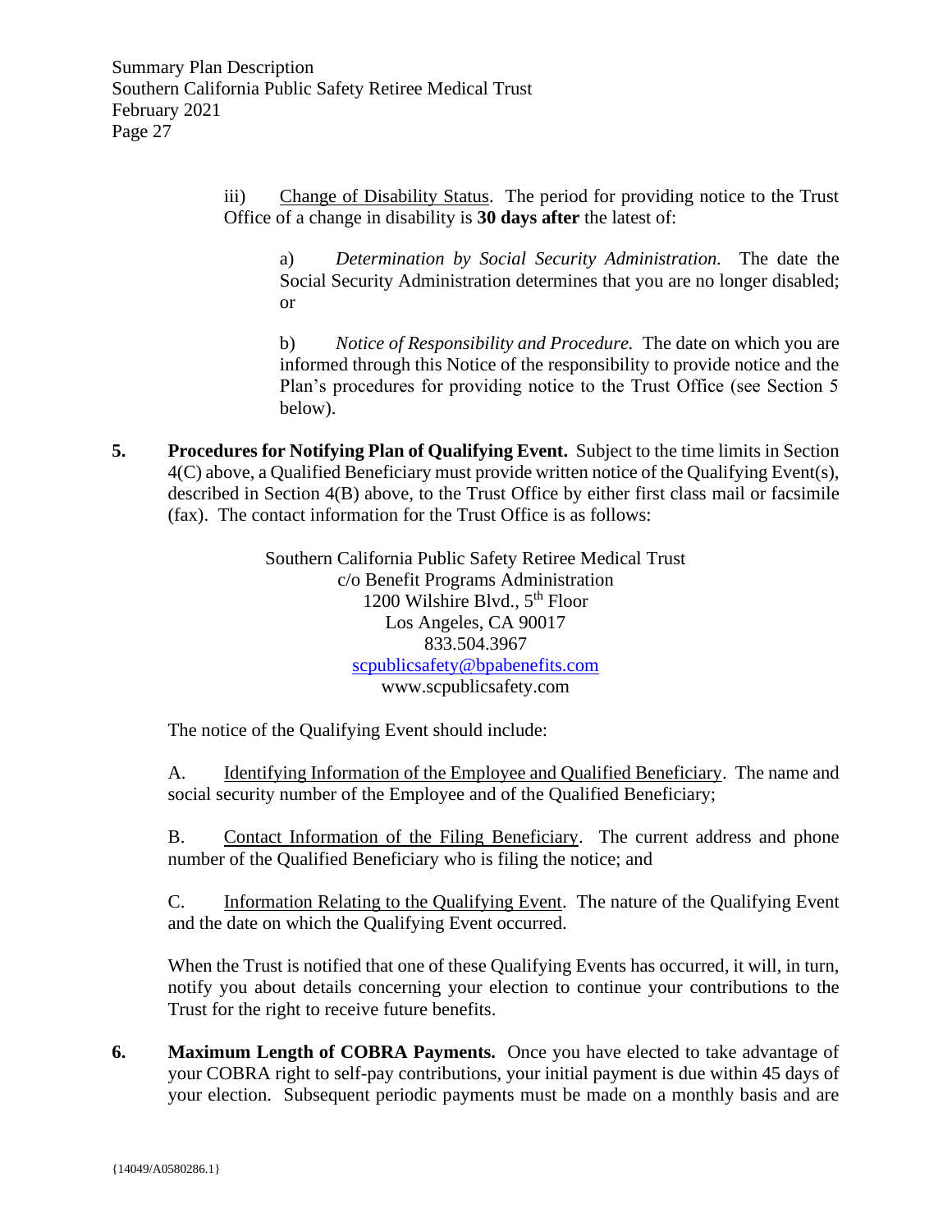iii) Change of Disability Status. The period for providing notice to the Trust Office of a change in disability is **30 days after** the latest of:

a) *Determination by Social Security Administration.* The date the Social Security Administration determines that you are no longer disabled; or

b) *Notice of Responsibility and Procedure.* The date on which you are informed through this Notice of the responsibility to provide notice and the Plan's procedures for providing notice to the Trust Office (see Section 5 below).

**5. Procedures for Notifying Plan of Qualifying Event.** Subject to the time limits in Section 4(C) above, a Qualified Beneficiary must provide written notice of the Qualifying Event(s), described in Section 4(B) above, to the Trust Office by either first class mail or facsimile (fax). The contact information for the Trust Office is as follows:

Southern California Public Safety Retiree Medical Trust
c/o Benefit Programs Administration
1200 Wilshire Blvd., 5th Floor
Los Angeles, CA 90017
833.504.3967
scpublicsafety@bpabenefits.com
www.scpublicsafety.com

The notice of the Qualifying Event should include:

A. Identifying Information of the Employee and Qualified Beneficiary. The name and social security number of the Employee and of the Qualified Beneficiary;

B. Contact Information of the Filing Beneficiary. The current address and phone number of the Qualified Beneficiary who is filing the notice; and

C. Information Relating to the Qualifying Event. The nature of the Qualifying Event and the date on which the Qualifying Event occurred.

When the Trust is notified that one of these Qualifying Events has occurred, it will, in turn, notify you about details concerning your election to continue your contributions to the Trust for the right to receive future benefits.

**6. Maximum Length of COBRA Payments.** Once you have elected to take advantage of your COBRA right to self-pay contributions, your initial payment is due within 45 days of your election. Subsequent periodic payments must be made on a monthly basis and are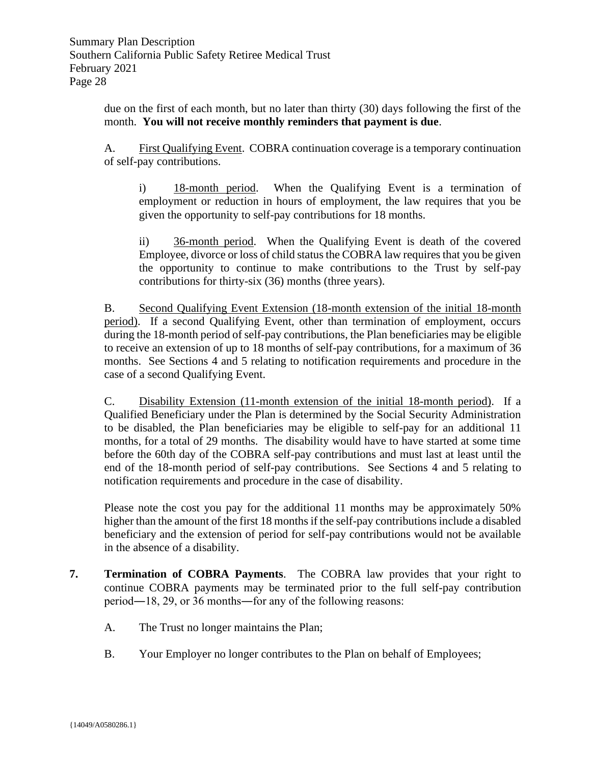due on the first of each month, but no later than thirty (30) days following the first of the month. **You will not receive monthly reminders that payment is due**.

A. First Qualifying Event. COBRA continuation coverage is a temporary continuation of self-pay contributions.

i) 18-month period. When the Qualifying Event is a termination of employment or reduction in hours of employment, the law requires that you be given the opportunity to self-pay contributions for 18 months.

ii) 36-month period. When the Qualifying Event is death of the covered Employee, divorce or loss of child status the COBRA law requires that you be given the opportunity to continue to make contributions to the Trust by self-pay contributions for thirty-six (36) months (three years).

B. Second Qualifying Event Extension (18-month extension of the initial 18-month period). If a second Qualifying Event, other than termination of employment, occurs during the 18-month period of self-pay contributions, the Plan beneficiaries may be eligible to receive an extension of up to 18 months of self-pay contributions, for a maximum of 36 months. See Sections 4 and 5 relating to notification requirements and procedure in the case of a second Qualifying Event.

C. Disability Extension (11-month extension of the initial 18-month period). If a Qualified Beneficiary under the Plan is determined by the Social Security Administration to be disabled, the Plan beneficiaries may be eligible to self-pay for an additional 11 months, for a total of 29 months. The disability would have to have started at some time before the 60th day of the COBRA self-pay contributions and must last at least until the end of the 18-month period of self-pay contributions. See Sections 4 and 5 relating to notification requirements and procedure in the case of disability.

Please note the cost you pay for the additional 11 months may be approximately 50% higher than the amount of the first 18 months if the self-pay contributions include a disabled beneficiary and the extension of period for self-pay contributions would not be available in the absence of a disability.

**7. Termination of COBRA Payments**. The COBRA law provides that your right to continue COBRA payments may be terminated prior to the full self-pay contribution period―18, 29, or 36 months―for any of the following reasons:

A. The Trust no longer maintains the Plan;

B. Your Employer no longer contributes to the Plan on behalf of Employees;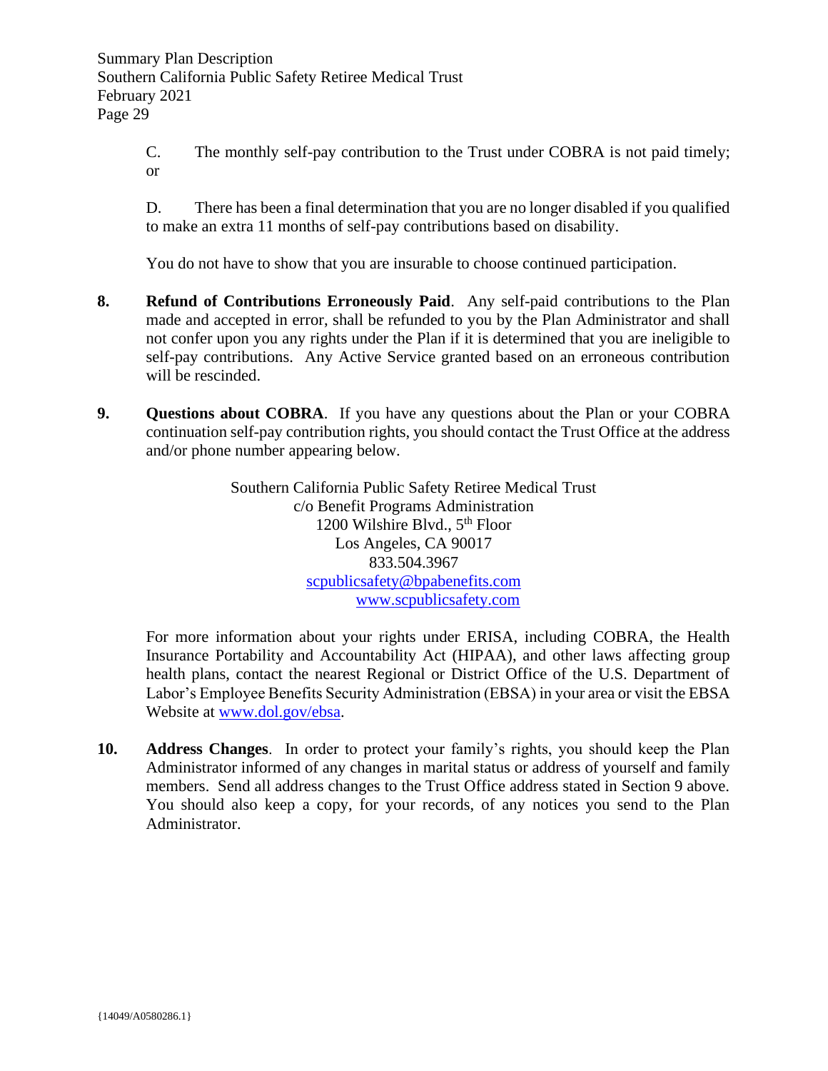C. The monthly self-pay contribution to the Trust under COBRA is not paid timely; or

D. There has been a final determination that you are no longer disabled if you qualified to make an extra 11 months of self-pay contributions based on disability.

You do not have to show that you are insurable to choose continued participation.

**8. Refund of Contributions Erroneously Paid**. Any self-paid contributions to the Plan made and accepted in error, shall be refunded to you by the Plan Administrator and shall not confer upon you any rights under the Plan if it is determined that you are ineligible to self-pay contributions. Any Active Service granted based on an erroneous contribution will be rescinded.

**9. Questions about COBRA**. If you have any questions about the Plan or your COBRA continuation self-pay contribution rights, you should contact the Trust Office at the address and/or phone number appearing below.

Southern California Public Safety Retiree Medical Trust
c/o Benefit Programs Administration
1200 Wilshire Blvd., 5th Floor
Los Angeles, CA 90017
833.504.3967
scpublicsafety@bpabenefits.com
www.scpublicsafety.com

For more information about your rights under ERISA, including COBRA, the Health Insurance Portability and Accountability Act (HIPAA), and other laws affecting group health plans, contact the nearest Regional or District Office of the U.S. Department of Labor's Employee Benefits Security Administration (EBSA) in your area or visit the EBSA Website at www.dol.gov/ebsa.

**10. Address Changes**. In order to protect your family's rights, you should keep the Plan Administrator informed of any changes in marital status or address of yourself and family members. Send all address changes to the Trust Office address stated in Section 9 above. You should also keep a copy, for your records, of any notices you send to the Plan Administrator.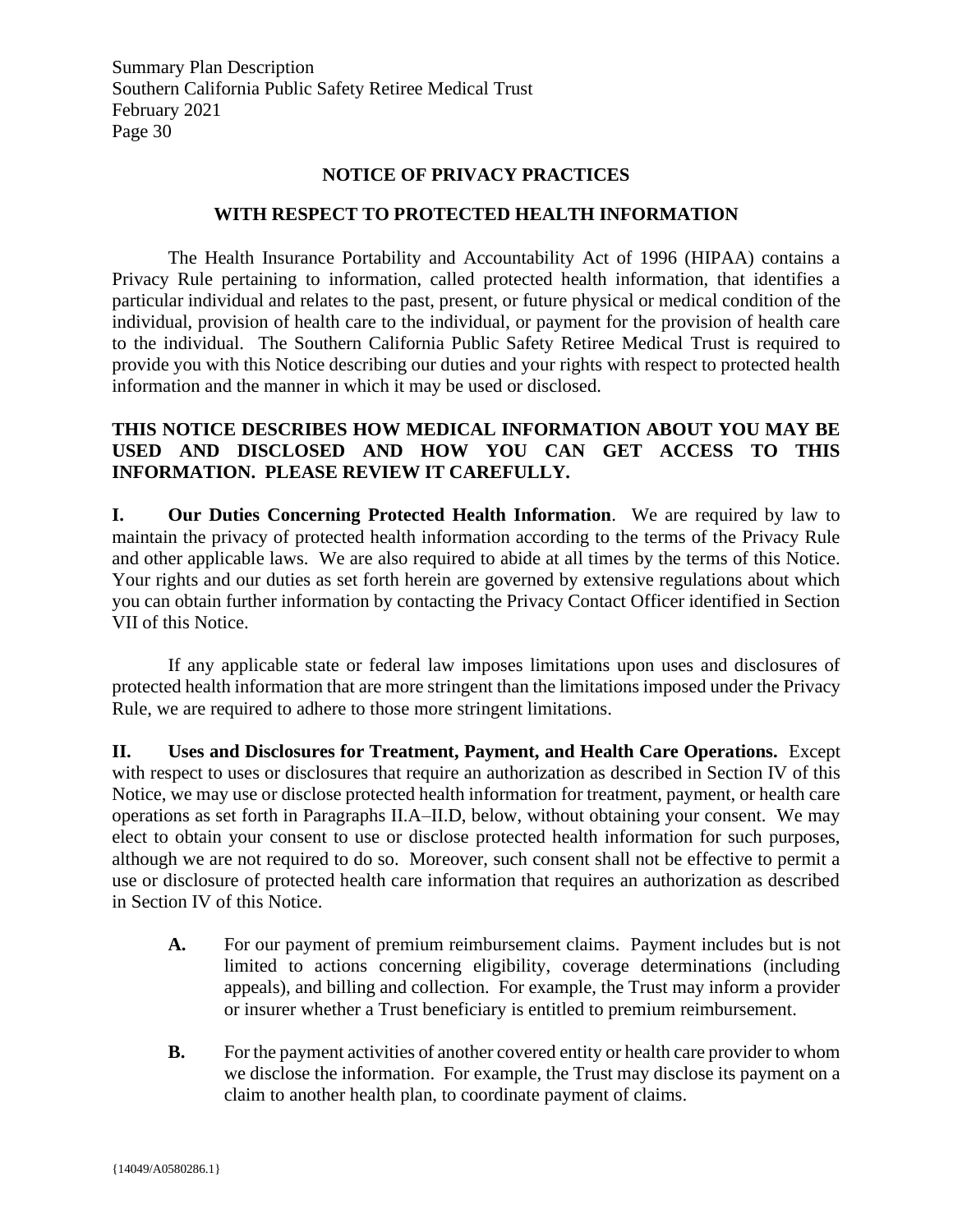## NOTICE OF PRIVACY PRACTICES

## WITH RESPECT TO PROTECTED HEALTH INFORMATION

The Health Insurance Portability and Accountability Act of 1996 (HIPAA) contains a Privacy Rule pertaining to information, called protected health information, that identifies a particular individual and relates to the past, present, or future physical or medical condition of the individual, provision of health care to the individual, or payment for the provision of health care to the individual. The Southern California Public Safety Retiree Medical Trust is required to provide you with this Notice describing our duties and your rights with respect to protected health information and the manner in which it may be used or disclosed.

**THIS NOTICE DESCRIBES HOW MEDICAL INFORMATION ABOUT YOU MAY BE USED AND DISCLOSED AND HOW YOU CAN GET ACCESS TO THIS INFORMATION. PLEASE REVIEW IT CAREFULLY.**

**I. Our Duties Concerning Protected Health Information**. We are required by law to maintain the privacy of protected health information according to the terms of the Privacy Rule and other applicable laws. We are also required to abide at all times by the terms of this Notice. Your rights and our duties as set forth herein are governed by extensive regulations about which you can obtain further information by contacting the Privacy Contact Officer identified in Section VII of this Notice.

If any applicable state or federal law imposes limitations upon uses and disclosures of protected health information that are more stringent than the limitations imposed under the Privacy Rule, we are required to adhere to those more stringent limitations.

**II. Uses and Disclosures for Treatment, Payment, and Health Care Operations.** Except with respect to uses or disclosures that require an authorization as described in Section IV of this Notice, we may use or disclose protected health information for treatment, payment, or health care operations as set forth in Paragraphs II.A–II.D, below, without obtaining your consent. We may elect to obtain your consent to use or disclose protected health information for such purposes, although we are not required to do so. Moreover, such consent shall not be effective to permit a use or disclosure of protected health care information that requires an authorization as described in Section IV of this Notice.

- **A.** For our payment of premium reimbursement claims. Payment includes but is not limited to actions concerning eligibility, coverage determinations (including appeals), and billing and collection. For example, the Trust may inform a provider or insurer whether a Trust beneficiary is entitled to premium reimbursement.

- **B.** For the payment activities of another covered entity or health care provider to whom we disclose the information. For example, the Trust may disclose its payment on a claim to another health plan, to coordinate payment of claims.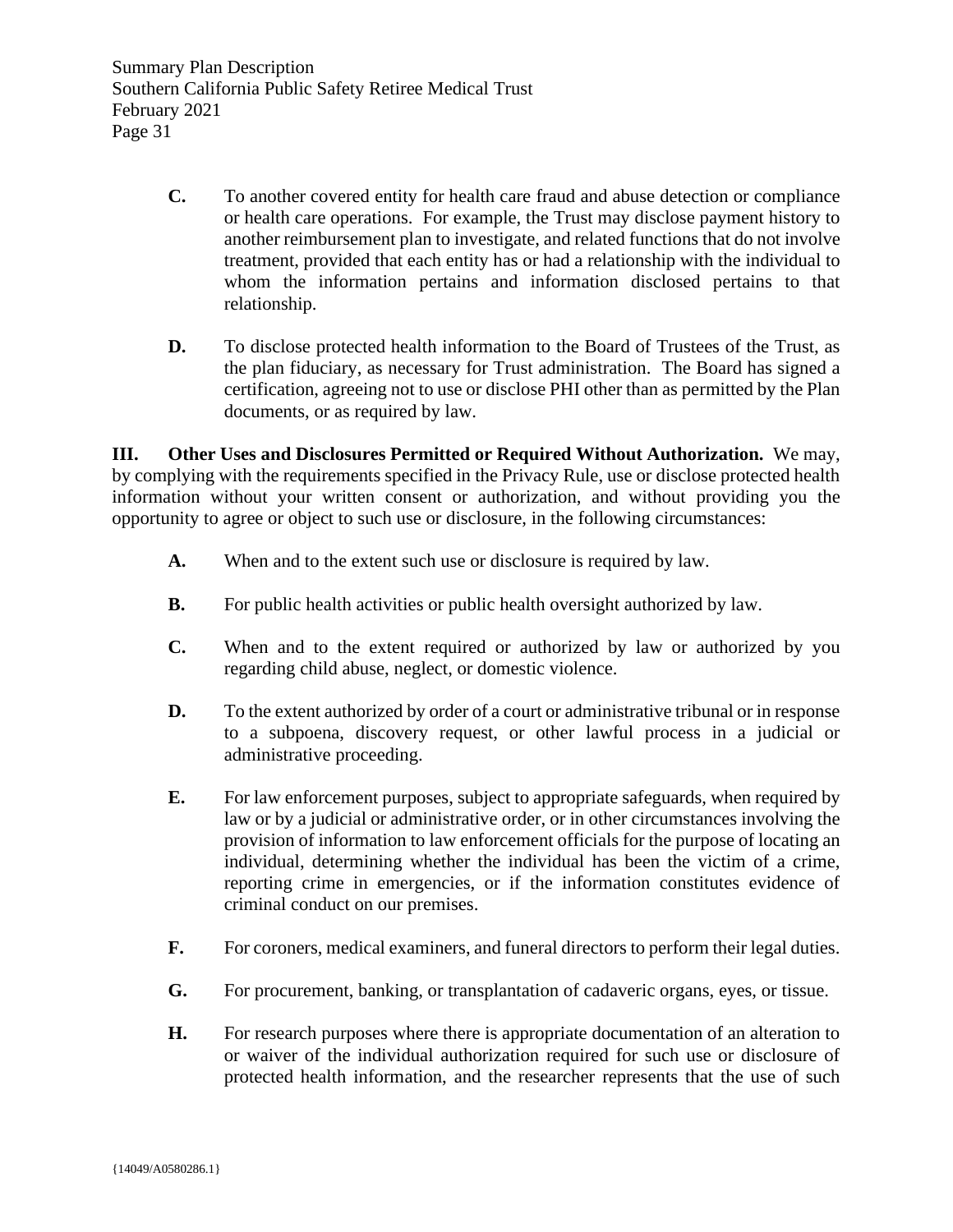**C.** To another covered entity for health care fraud and abuse detection or compliance or health care operations. For example, the Trust may disclose payment history to another reimbursement plan to investigate, and related functions that do not involve treatment, provided that each entity has or had a relationship with the individual to whom the information pertains and information disclosed pertains to that relationship.

**D.** To disclose protected health information to the Board of Trustees of the Trust, as the plan fiduciary, as necessary for Trust administration. The Board has signed a certification, agreeing not to use or disclose PHI other than as permitted by the Plan documents, or as required by law.

**III. Other Uses and Disclosures Permitted or Required Without Authorization.** We may, by complying with the requirements specified in the Privacy Rule, use or disclose protected health information without your written consent or authorization, and without providing you the opportunity to agree or object to such use or disclosure, in the following circumstances:

**A.** When and to the extent such use or disclosure is required by law.

**B.** For public health activities or public health oversight authorized by law.

**C.** When and to the extent required or authorized by law or authorized by you regarding child abuse, neglect, or domestic violence.

**D.** To the extent authorized by order of a court or administrative tribunal or in response to a subpoena, discovery request, or other lawful process in a judicial or administrative proceeding.

**E.** For law enforcement purposes, subject to appropriate safeguards, when required by law or by a judicial or administrative order, or in other circumstances involving the provision of information to law enforcement officials for the purpose of locating an individual, determining whether the individual has been the victim of a crime, reporting crime in emergencies, or if the information constitutes evidence of criminal conduct on our premises.

**F.** For coroners, medical examiners, and funeral directors to perform their legal duties.

**G.** For procurement, banking, or transplantation of cadaveric organs, eyes, or tissue.

**H.** For research purposes where there is appropriate documentation of an alteration to or waiver of the individual authorization required for such use or disclosure of protected health information, and the researcher represents that the use of such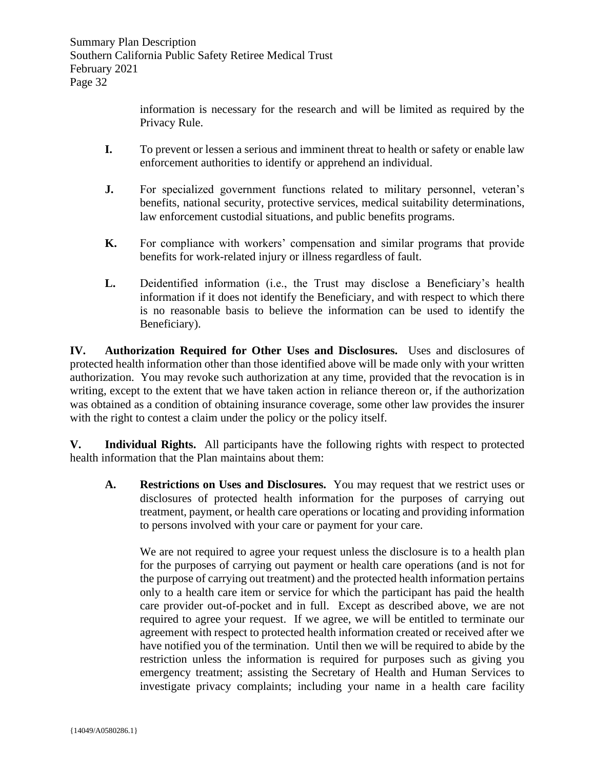information is necessary for the research and will be limited as required by the Privacy Rule.

**I.** To prevent or lessen a serious and imminent threat to health or safety or enable law enforcement authorities to identify or apprehend an individual.

**J.** For specialized government functions related to military personnel, veteran's benefits, national security, protective services, medical suitability determinations, law enforcement custodial situations, and public benefits programs.

**K.** For compliance with workers' compensation and similar programs that provide benefits for work-related injury or illness regardless of fault.

**L.** Deidentified information (i.e., the Trust may disclose a Beneficiary's health information if it does not identify the Beneficiary, and with respect to which there is no reasonable basis to believe the information can be used to identify the Beneficiary).

**IV. Authorization Required for Other Uses and Disclosures.** Uses and disclosures of protected health information other than those identified above will be made only with your written authorization. You may revoke such authorization at any time, provided that the revocation is in writing, except to the extent that we have taken action in reliance thereon or, if the authorization was obtained as a condition of obtaining insurance coverage, some other law provides the insurer with the right to contest a claim under the policy or the policy itself.

**V. Individual Rights.** All participants have the following rights with respect to protected health information that the Plan maintains about them:

**A. Restrictions on Uses and Disclosures.** You may request that we restrict uses or disclosures of protected health information for the purposes of carrying out treatment, payment, or health care operations or locating and providing information to persons involved with your care or payment for your care.

We are not required to agree your request unless the disclosure is to a health plan for the purposes of carrying out payment or health care operations (and is not for the purpose of carrying out treatment) and the protected health information pertains only to a health care item or service for which the participant has paid the health care provider out-of-pocket and in full. Except as described above, we are not required to agree your request. If we agree, we will be entitled to terminate our agreement with respect to protected health information created or received after we have notified you of the termination. Until then we will be required to abide by the restriction unless the information is required for purposes such as giving you emergency treatment; assisting the Secretary of Health and Human Services to investigate privacy complaints; including your name in a health care facility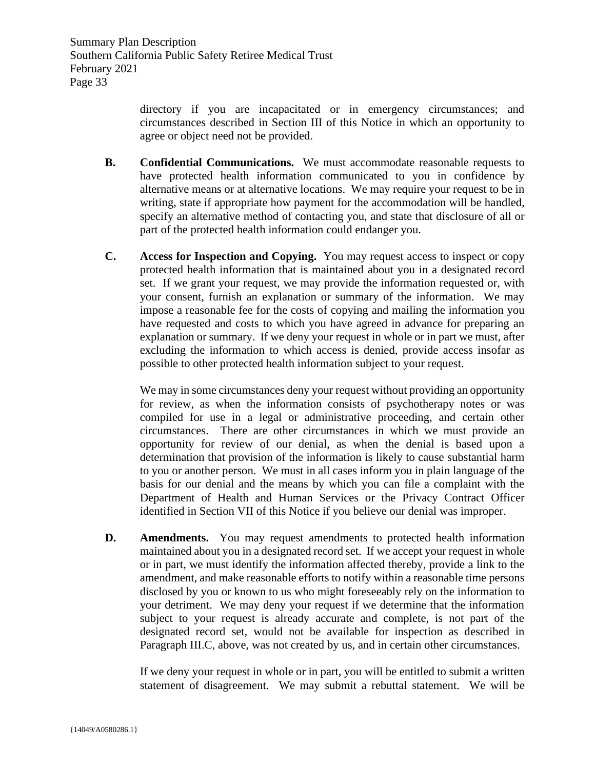directory if you are incapacitated or in emergency circumstances; and circumstances described in Section III of this Notice in which an opportunity to agree or object need not be provided.

**B. Confidential Communications.** We must accommodate reasonable requests to have protected health information communicated to you in confidence by alternative means or at alternative locations. We may require your request to be in writing, state if appropriate how payment for the accommodation will be handled, specify an alternative method of contacting you, and state that disclosure of all or part of the protected health information could endanger you.

**C. Access for Inspection and Copying.** You may request access to inspect or copy protected health information that is maintained about you in a designated record set. If we grant your request, we may provide the information requested or, with your consent, furnish an explanation or summary of the information. We may impose a reasonable fee for the costs of copying and mailing the information you have requested and costs to which you have agreed in advance for preparing an explanation or summary. If we deny your request in whole or in part we must, after excluding the information to which access is denied, provide access insofar as possible to other protected health information subject to your request.

We may in some circumstances deny your request without providing an opportunity for review, as when the information consists of psychotherapy notes or was compiled for use in a legal or administrative proceeding, and certain other circumstances. There are other circumstances in which we must provide an opportunity for review of our denial, as when the denial is based upon a determination that provision of the information is likely to cause substantial harm to you or another person. We must in all cases inform you in plain language of the basis for our denial and the means by which you can file a complaint with the Department of Health and Human Services or the Privacy Contract Officer identified in Section VII of this Notice if you believe our denial was improper.

**D. Amendments.** You may request amendments to protected health information maintained about you in a designated record set. If we accept your request in whole or in part, we must identify the information affected thereby, provide a link to the amendment, and make reasonable efforts to notify within a reasonable time persons disclosed by you or known to us who might foreseeably rely on the information to your detriment. We may deny your request if we determine that the information subject to your request is already accurate and complete, is not part of the designated record set, would not be available for inspection as described in Paragraph III.C, above, was not created by us, and in certain other circumstances.

If we deny your request in whole or in part, you will be entitled to submit a written statement of disagreement. We may submit a rebuttal statement. We will be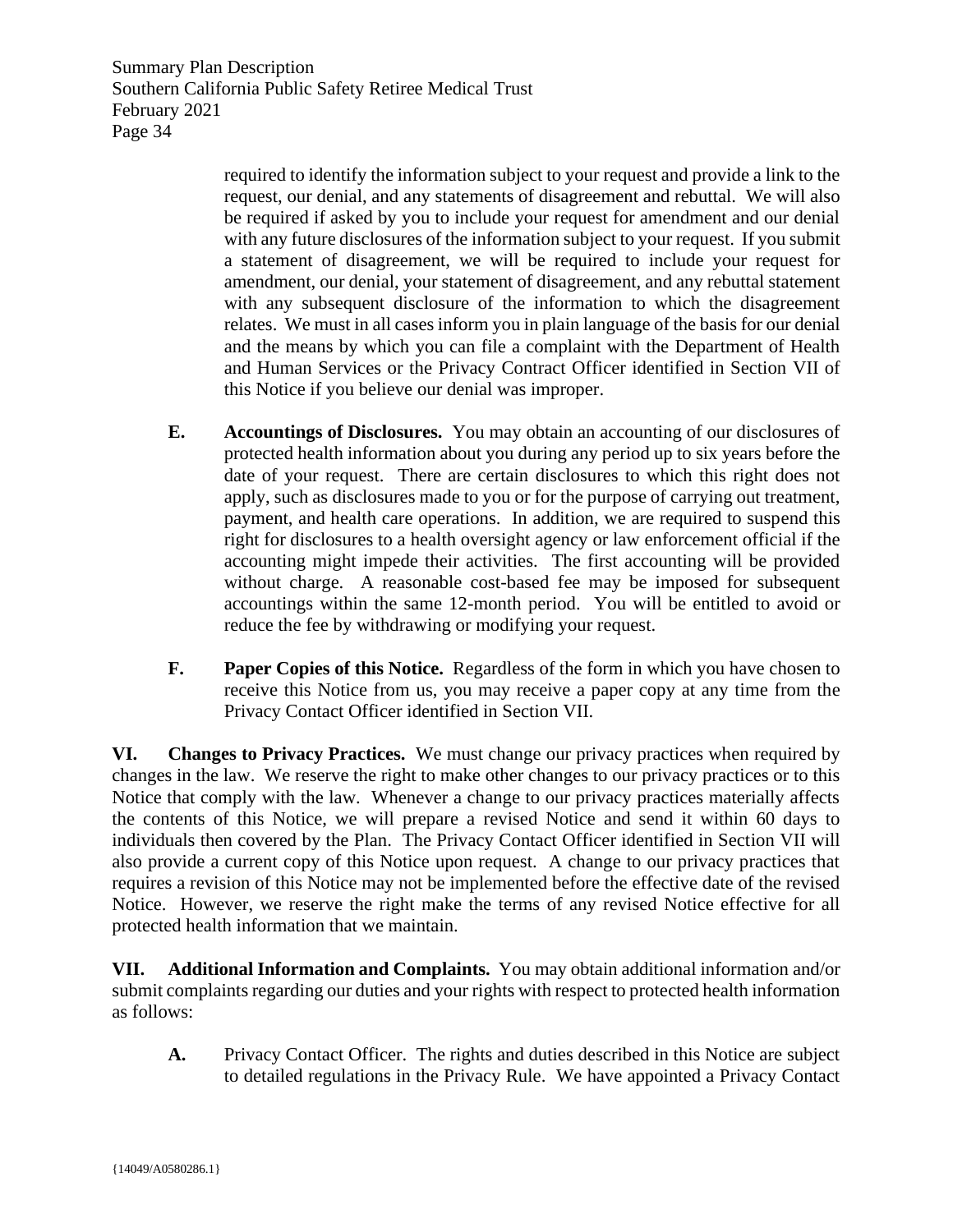required to identify the information subject to your request and provide a link to the request, our denial, and any statements of disagreement and rebuttal. We will also be required if asked by you to include your request for amendment and our denial with any future disclosures of the information subject to your request. If you submit a statement of disagreement, we will be required to include your request for amendment, our denial, your statement of disagreement, and any rebuttal statement with any subsequent disclosure of the information to which the disagreement relates. We must in all cases inform you in plain language of the basis for our denial and the means by which you can file a complaint with the Department of Health and Human Services or the Privacy Contract Officer identified in Section VII of this Notice if you believe our denial was improper.

**E. Accountings of Disclosures.** You may obtain an accounting of our disclosures of protected health information about you during any period up to six years before the date of your request. There are certain disclosures to which this right does not apply, such as disclosures made to you or for the purpose of carrying out treatment, payment, and health care operations. In addition, we are required to suspend this right for disclosures to a health oversight agency or law enforcement official if the accounting might impede their activities. The first accounting will be provided without charge. A reasonable cost-based fee may be imposed for subsequent accountings within the same 12-month period. You will be entitled to avoid or reduce the fee by withdrawing or modifying your request.

**F. Paper Copies of this Notice.** Regardless of the form in which you have chosen to receive this Notice from us, you may receive a paper copy at any time from the Privacy Contact Officer identified in Section VII.

**VI. Changes to Privacy Practices.** We must change our privacy practices when required by changes in the law. We reserve the right to make other changes to our privacy practices or to this Notice that comply with the law. Whenever a change to our privacy practices materially affects the contents of this Notice, we will prepare a revised Notice and send it within 60 days to individuals then covered by the Plan. The Privacy Contact Officer identified in Section VII will also provide a current copy of this Notice upon request. A change to our privacy practices that requires a revision of this Notice may not be implemented before the effective date of the revised Notice. However, we reserve the right make the terms of any revised Notice effective for all protected health information that we maintain.

**VII. Additional Information and Complaints.** You may obtain additional information and/or submit complaints regarding our duties and your rights with respect to protected health information as follows:

**A.** Privacy Contact Officer. The rights and duties described in this Notice are subject to detailed regulations in the Privacy Rule. We have appointed a Privacy Contact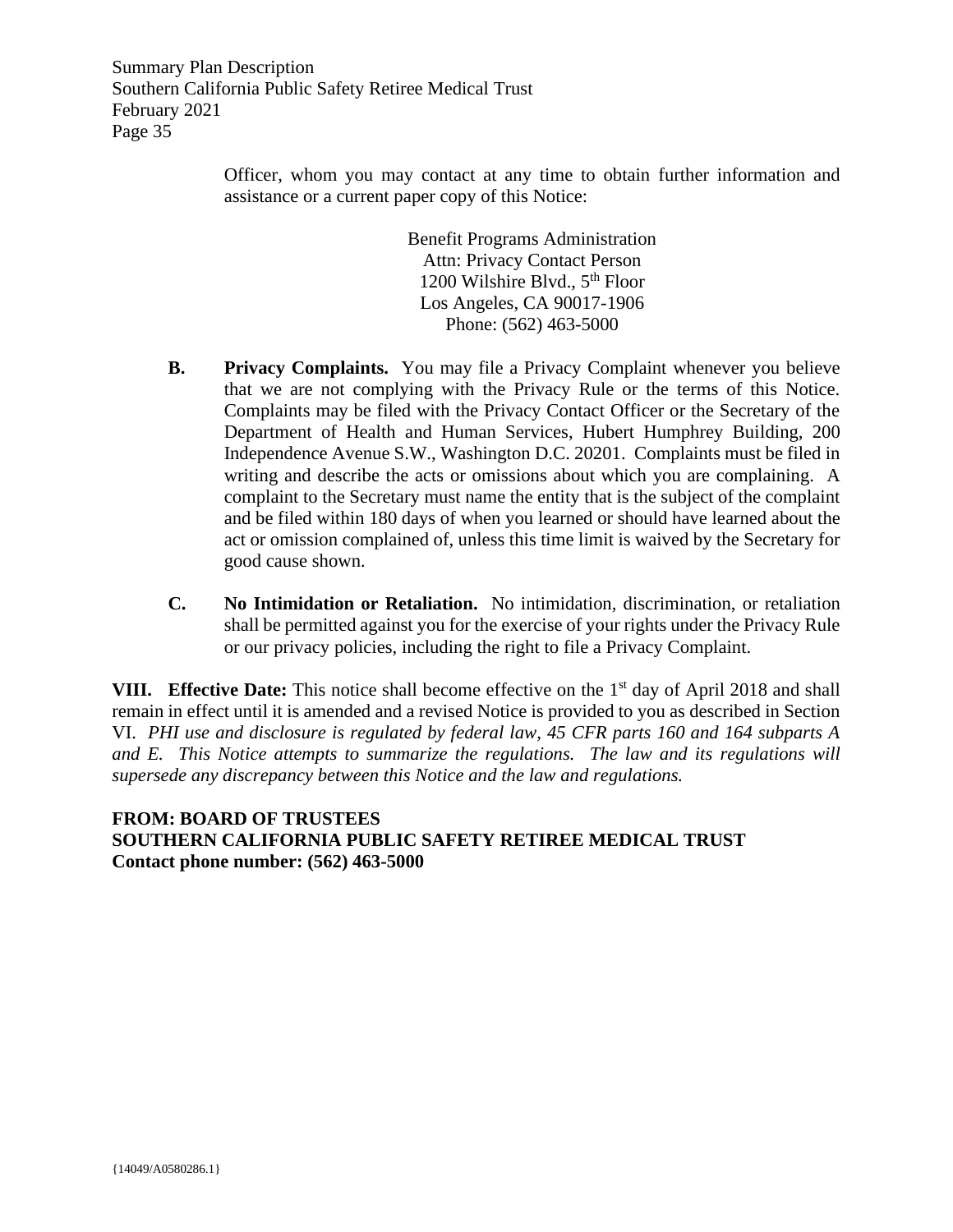Officer, whom you may contact at any time to obtain further information and assistance or a current paper copy of this Notice:

Benefit Programs Administration
Attn: Privacy Contact Person
1200 Wilshire Blvd., 5th Floor
Los Angeles, CA 90017-1906
Phone: (562) 463-5000

**B. Privacy Complaints.** You may file a Privacy Complaint whenever you believe that we are not complying with the Privacy Rule or the terms of this Notice. Complaints may be filed with the Privacy Contact Officer or the Secretary of the Department of Health and Human Services, Hubert Humphrey Building, 200 Independence Avenue S.W., Washington D.C. 20201. Complaints must be filed in writing and describe the acts or omissions about which you are complaining. A complaint to the Secretary must name the entity that is the subject of the complaint and be filed within 180 days of when you learned or should have learned about the act or omission complained of, unless this time limit is waived by the Secretary for good cause shown.

**C. No Intimidation or Retaliation.** No intimidation, discrimination, or retaliation shall be permitted against you for the exercise of your rights under the Privacy Rule or our privacy policies, including the right to file a Privacy Complaint.

**VIII. Effective Date:** This notice shall become effective on the 1st day of April 2018 and shall remain in effect until it is amended and a revised Notice is provided to you as described in Section VI. *PHI use and disclosure is regulated by federal law, 45 CFR parts 160 and 164 subparts A and E. This Notice attempts to summarize the regulations. The law and its regulations will supersede any discrepancy between this Notice and the law and regulations.*

**FROM: BOARD OF TRUSTEES**
**SOUTHERN CALIFORNIA PUBLIC SAFETY RETIREE MEDICAL TRUST**
**Contact phone number: (562) 463-5000**

{14049/A0580286.1}